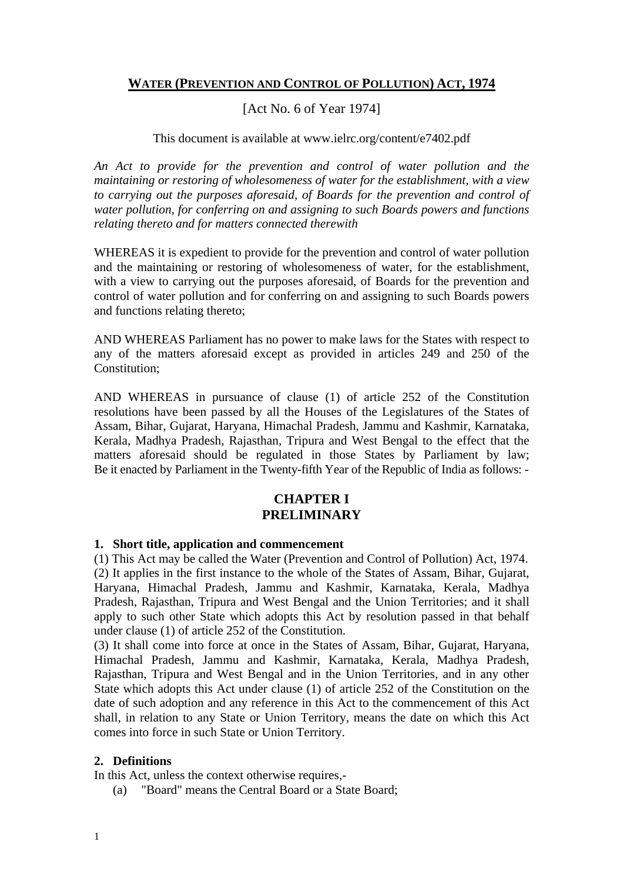# **WATER (PREVENTION AND CONTROL OF POLLUTION) ACT, 1974**

[Act No. 6 of Year 1974]

This document is available at www.ielrc.org/content/e7402.pdf

*An Act to provide for the prevention and control of water pollution and the maintaining or restoring of wholesomeness of water for the establishment, with a view to carrying out the purposes aforesaid, of Boards for the prevention and control of water pollution, for conferring on and assigning to such Boards powers and functions relating thereto and for matters connected therewith*

WHEREAS it is expedient to provide for the prevention and control of water pollution and the maintaining or restoring of wholesomeness of water, for the establishment, with a view to carrying out the purposes aforesaid, of Boards for the prevention and control of water pollution and for conferring on and assigning to such Boards powers and functions relating thereto;

AND WHEREAS Parliament has no power to make laws for the States with respect to any of the matters aforesaid except as provided in articles 249 and 250 of the Constitution;

AND WHEREAS in pursuance of clause (1) of article 252 of the Constitution resolutions have been passed by all the Houses of the Legislatures of the States of Assam, Bihar, Gujarat, Haryana, Himachal Pradesh, Jammu and Kashmir, Karnataka, Kerala, Madhya Pradesh, Rajasthan, Tripura and West Bengal to the effect that the matters aforesaid should be regulated in those States by Parliament by law;
Be it enacted by Parliament in the Twenty-fifth Year of the Republic of India as follows: -

## CHAPTER I
## PRELIMINARY

### 1. Short title, application and commencement

(1) This Act may be called the Water (Prevention and Control of Pollution) Act, 1974.
(2) It applies in the first instance to the whole of the States of Assam, Bihar, Gujarat, Haryana, Himachal Pradesh, Jammu and Kashmir, Karnataka, Kerala, Madhya Pradesh, Rajasthan, Tripura and West Bengal and the Union Territories; and it shall apply to such other State which adopts this Act by resolution passed in that behalf under clause (1) of article 252 of the Constitution.
(3) It shall come into force at once in the States of Assam, Bihar, Gujarat, Haryana, Himachal Pradesh, Jammu and Kashmir, Karnataka, Kerala, Madhya Pradesh, Rajasthan, Tripura and West Bengal and in the Union Territories, and in any other State which adopts this Act under clause (1) of article 252 of the Constitution on the date of such adoption and any reference in this Act to the commencement of this Act shall, in relation to any State or Union Territory, means the date on which this Act comes into force in such State or Union Territory.

### 2. Definitions

In this Act, unless the context otherwise requires,-

(a) "Board" means the Central Board or a State Board;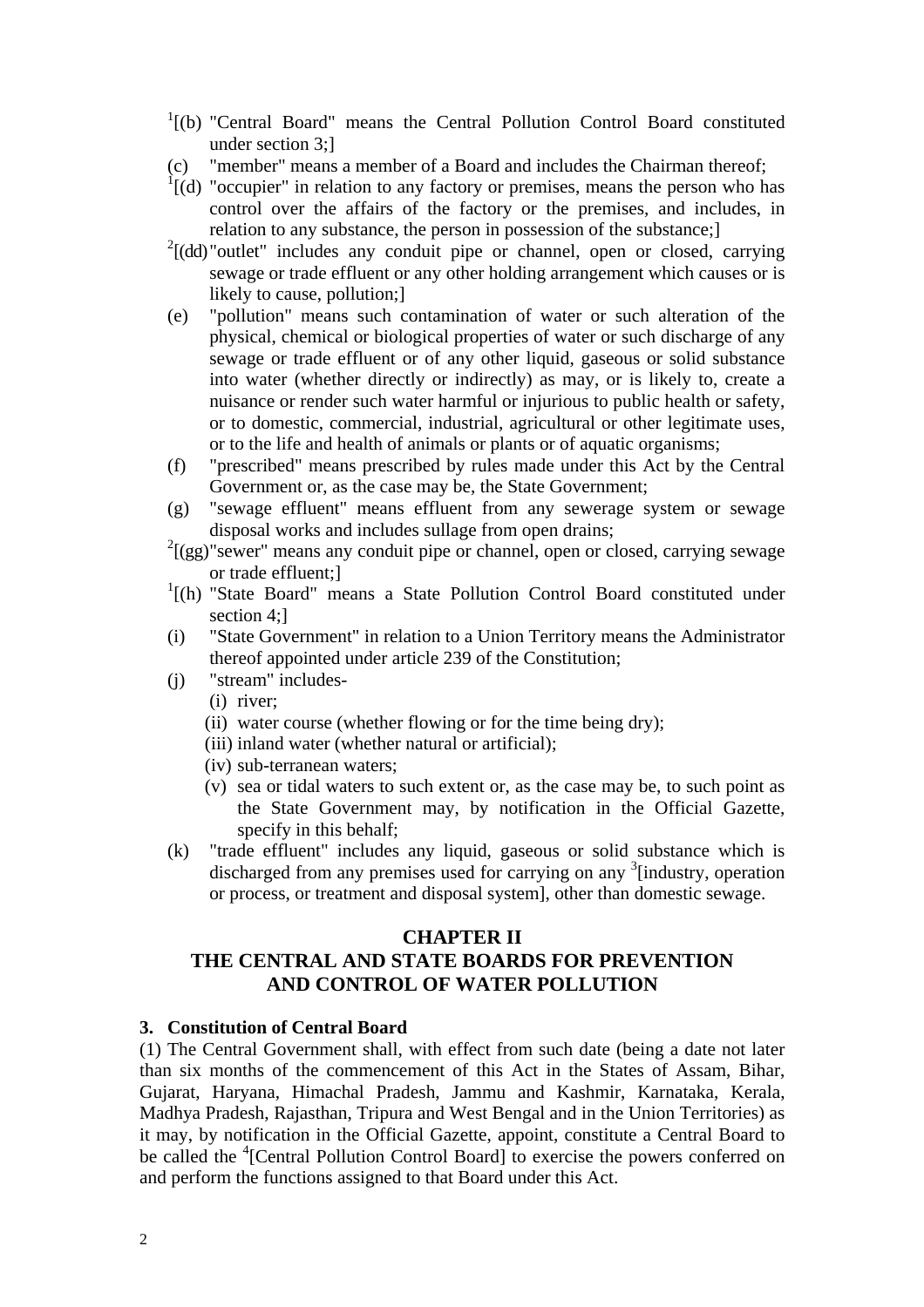[1][(b) "Central Board" means the Central Pollution Control Board constituted under section 3;]

(c) "member" means a member of a Board and includes the Chairman thereof;

[1][(d) "occupier" in relation to any factory or premises, means the person who has control over the affairs of the factory or the premises, and includes, in relation to any substance, the person in possession of the substance;]

[2][(dd) "outlet" includes any conduit pipe or channel, open or closed, carrying sewage or trade effluent or any other holding arrangement which causes or is likely to cause, pollution;]

(e) "pollution" means such contamination of water or such alteration of the physical, chemical or biological properties of water or such discharge of any sewage or trade effluent or of any other liquid, gaseous or solid substance into water (whether directly or indirectly) as may, or is likely to, create a nuisance or render such water harmful or injurious to public health or safety, or to domestic, commercial, industrial, agricultural or other legitimate uses, or to the life and health of animals or plants or of aquatic organisms;

(f) "prescribed" means prescribed by rules made under this Act by the Central Government or, as the case may be, the State Government;

(g) "sewage effluent" means effluent from any sewerage system or sewage disposal works and includes sullage from open drains;

[2][(gg) "sewer" means any conduit pipe or channel, open or closed, carrying sewage or trade effluent;]

[1][(h) "State Board" means a State Pollution Control Board constituted under section 4;]

(i) "State Government" in relation to a Union Territory means the Administrator thereof appointed under article 239 of the Constitution;

(j) "stream" includes-

  (i) river;

  (ii) water course (whether flowing or for the time being dry);

  (iii) inland water (whether natural or artificial);

  (iv) sub-terranean waters;

  (v) sea or tidal waters to such extent or, as the case may be, to such point as the State Government may, by notification in the Official Gazette, specify in this behalf;

(k) "trade effluent" includes any liquid, gaseous or solid substance which is discharged from any premises used for carrying on any [3][industry, operation or process, or treatment and disposal system], other than domestic sewage.

## CHAPTER II
## THE CENTRAL AND STATE BOARDS FOR PREVENTION AND CONTROL OF WATER POLLUTION

**3. Constitution of Central Board**

(1) The Central Government shall, with effect from such date (being a date not later than six months of the commencement of this Act in the States of Assam, Bihar, Gujarat, Haryana, Himachal Pradesh, Jammu and Kashmir, Karnataka, Kerala, Madhya Pradesh, Rajasthan, Tripura and West Bengal and in the Union Territories) as it may, by notification in the Official Gazette, appoint, constitute a Central Board to be called the [4][Central Pollution Control Board] to exercise the powers conferred on and perform the functions assigned to that Board under this Act.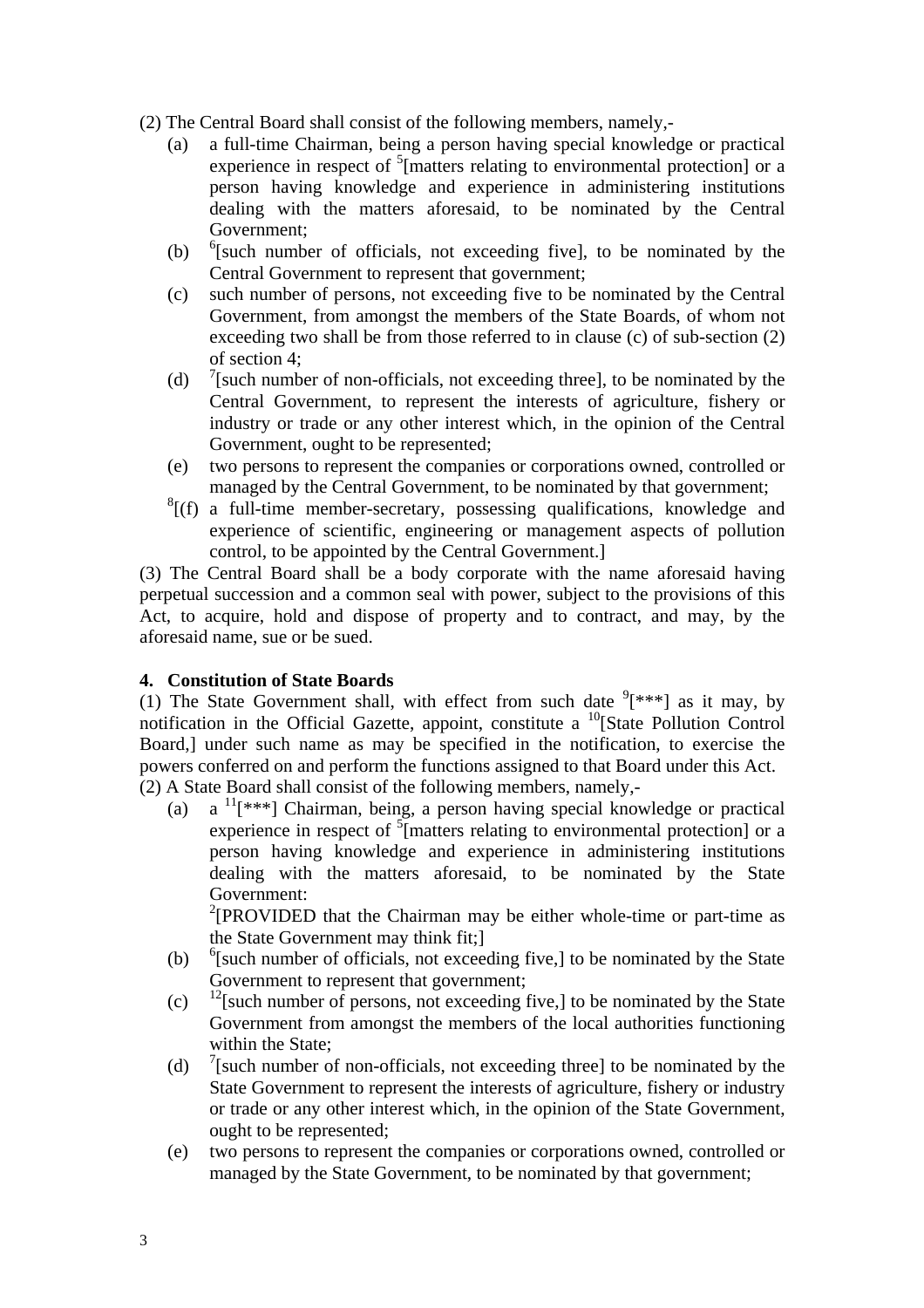(2) The Central Board shall consist of the following members, namely,-

(a) a full-time Chairman, being a person having special knowledge or practical experience in respect of [5][matters relating to environmental protection] or a person having knowledge and experience in administering institutions dealing with the matters aforesaid, to be nominated by the Central Government;

(b) [6][such number of officials, not exceeding five], to be nominated by the Central Government to represent that government;

(c) such number of persons, not exceeding five to be nominated by the Central Government, from amongst the members of the State Boards, of whom not exceeding two shall be from those referred to in clause (c) of sub-section (2) of section 4;

(d) [7][such number of non-officials, not exceeding three], to be nominated by the Central Government, to represent the interests of agriculture, fishery or industry or trade or any other interest which, in the opinion of the Central Government, ought to be represented;

(e) two persons to represent the companies or corporations owned, controlled or managed by the Central Government, to be nominated by that government;

[8][(f) a full-time member-secretary, possessing qualifications, knowledge and experience of scientific, engineering or management aspects of pollution control, to be appointed by the Central Government.]

(3) The Central Board shall be a body corporate with the name aforesaid having perpetual succession and a common seal with power, subject to the provisions of this Act, to acquire, hold and dispose of property and to contract, and may, by the aforesaid name, sue or be sued.

**4. Constitution of State Boards**

(1) The State Government shall, with effect from such date [9][***] as it may, by notification in the Official Gazette, appoint, constitute a [10][State Pollution Control Board,] under such name as may be specified in the notification, to exercise the powers conferred on and perform the functions assigned to that Board under this Act.

(2) A State Board shall consist of the following members, namely,-

(a) a [11][***] Chairman, being, a person having special knowledge or practical experience in respect of [5][matters relating to environmental protection] or a person having knowledge and experience in administering institutions dealing with the matters aforesaid, to be nominated by the State Government:

[2][PROVIDED that the Chairman may be either whole-time or part-time as the State Government may think fit;]

(b) [6][such number of officials, not exceeding five,] to be nominated by the State Government to represent that government;

(c) [12][such number of persons, not exceeding five,] to be nominated by the State Government from amongst the members of the local authorities functioning within the State;

(d) [7][such number of non-officials, not exceeding three] to be nominated by the State Government to represent the interests of agriculture, fishery or industry or trade or any other interest which, in the opinion of the State Government, ought to be represented;

(e) two persons to represent the companies or corporations owned, controlled or managed by the State Government, to be nominated by that government;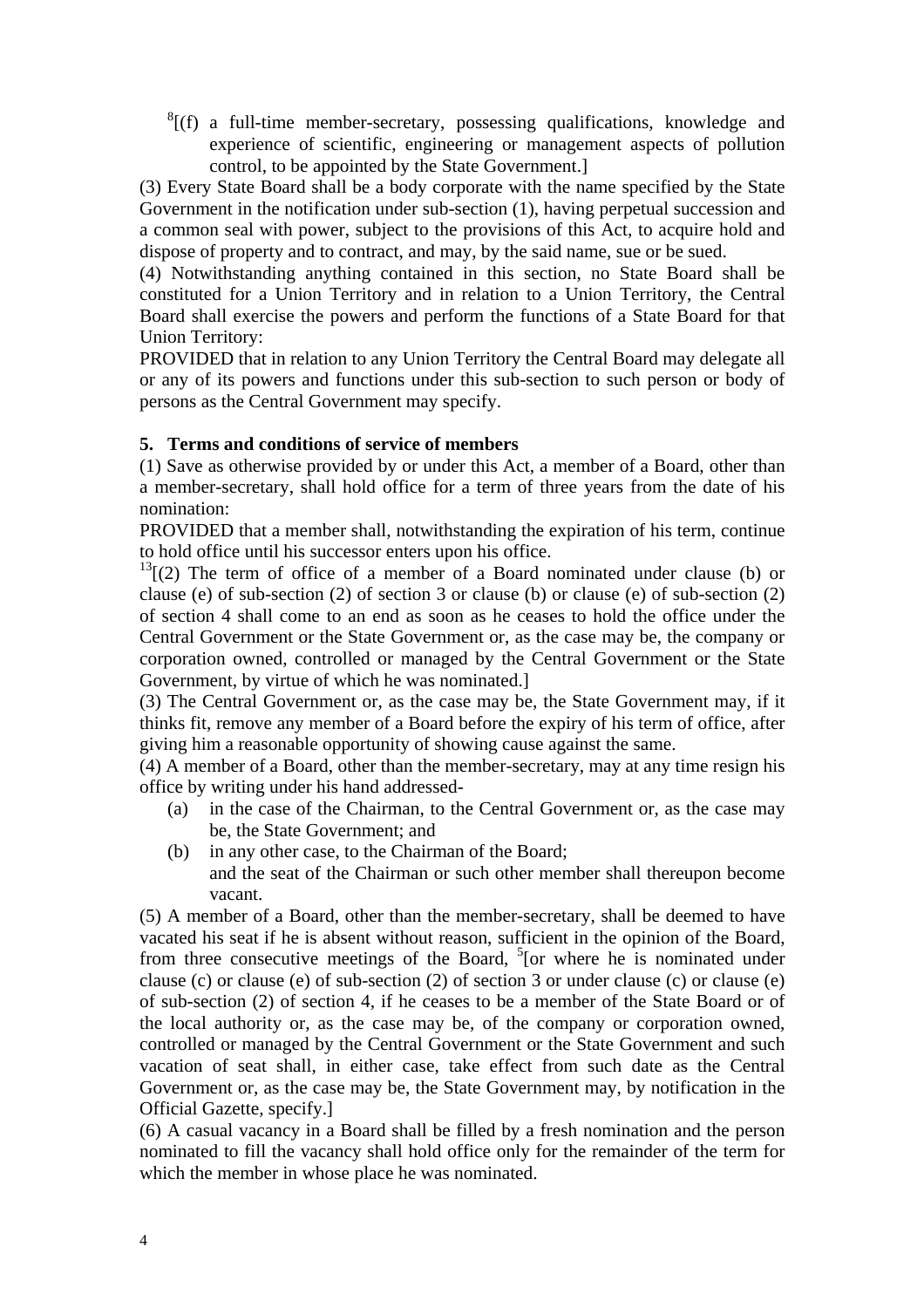[8][(f) a full-time member-secretary, possessing qualifications, knowledge and experience of scientific, engineering or management aspects of pollution control, to be appointed by the State Government.]

(3) Every State Board shall be a body corporate with the name specified by the State Government in the notification under sub-section (1), having perpetual succession and a common seal with power, subject to the provisions of this Act, to acquire hold and dispose of property and to contract, and may, by the said name, sue or be sued.

(4) Notwithstanding anything contained in this section, no State Board shall be constituted for a Union Territory and in relation to a Union Territory, the Central Board shall exercise the powers and perform the functions of a State Board for that Union Territory:

PROVIDED that in relation to any Union Territory the Central Board may delegate all or any of its powers and functions under this sub-section to such person or body of persons as the Central Government may specify.

**5. Terms and conditions of service of members**

(1) Save as otherwise provided by or under this Act, a member of a Board, other than a member-secretary, shall hold office for a term of three years from the date of his nomination:

PROVIDED that a member shall, notwithstanding the expiration of his term, continue to hold office until his successor enters upon his office.

[13][(2) The term of office of a member of a Board nominated under clause (b) or clause (e) of sub-section (2) of section 3 or clause (b) or clause (e) of sub-section (2) of section 4 shall come to an end as soon as he ceases to hold the office under the Central Government or the State Government or, as the case may be, the company or corporation owned, controlled or managed by the Central Government or the State Government, by virtue of which he was nominated.]

(3) The Central Government or, as the case may be, the State Government may, if it thinks fit, remove any member of a Board before the expiry of his term of office, after giving him a reasonable opportunity of showing cause against the same.

(4) A member of a Board, other than the member-secretary, may at any time resign his office by writing under his hand addressed-

(a) in the case of the Chairman, to the Central Government or, as the case may be, the State Government; and

(b) in any other case, to the Chairman of the Board;

and the seat of the Chairman or such other member shall thereupon become vacant.

(5) A member of a Board, other than the member-secretary, shall be deemed to have vacated his seat if he is absent without reason, sufficient in the opinion of the Board, from three consecutive meetings of the Board, [5][or where he is nominated under clause (c) or clause (e) of sub-section (2) of section 3 or under clause (c) or clause (e) of sub-section (2) of section 4, if he ceases to be a member of the State Board or of the local authority or, as the case may be, of the company or corporation owned, controlled or managed by the Central Government or the State Government and such vacation of seat shall, in either case, take effect from such date as the Central Government or, as the case may be, the State Government may, by notification in the Official Gazette, specify.]

(6) A casual vacancy in a Board shall be filled by a fresh nomination and the person nominated to fill the vacancy shall hold office only for the remainder of the term for which the member in whose place he was nominated.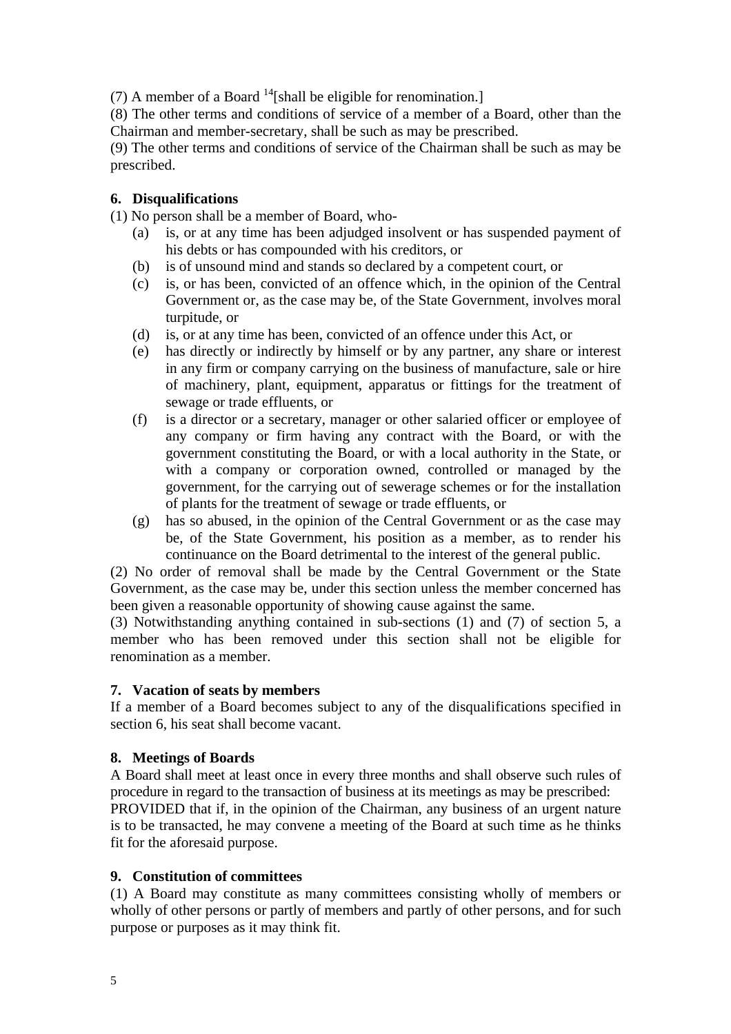(7) A member of a Board [14][shall be eligible for renomination.]

(8) The other terms and conditions of service of a member of a Board, other than the Chairman and member-secretary, shall be such as may be prescribed.

(9) The other terms and conditions of service of the Chairman shall be such as may be prescribed.

**6. Disqualifications**

(1) No person shall be a member of Board, who-

- (a) is, or at any time has been adjudged insolvent or has suspended payment of his debts or has compounded with his creditors, or
- (b) is of unsound mind and stands so declared by a competent court, or
- (c) is, or has been, convicted of an offence which, in the opinion of the Central Government or, as the case may be, of the State Government, involves moral turpitude, or
- (d) is, or at any time has been, convicted of an offence under this Act, or
- (e) has directly or indirectly by himself or by any partner, any share or interest in any firm or company carrying on the business of manufacture, sale or hire of machinery, plant, equipment, apparatus or fittings for the treatment of sewage or trade effluents, or
- (f) is a director or a secretary, manager or other salaried officer or employee of any company or firm having any contract with the Board, or with the government constituting the Board, or with a local authority in the State, or with a company or corporation owned, controlled or managed by the government, for the carrying out of sewerage schemes or for the installation of plants for the treatment of sewage or trade effluents, or
- (g) has so abused, in the opinion of the Central Government or as the case may be, of the State Government, his position as a member, as to render his continuance on the Board detrimental to the interest of the general public.

(2) No order of removal shall be made by the Central Government or the State Government, as the case may be, under this section unless the member concerned has been given a reasonable opportunity of showing cause against the same.

(3) Notwithstanding anything contained in sub-sections (1) and (7) of section 5, a member who has been removed under this section shall not be eligible for renomination as a member.

**7. Vacation of seats by members**

If a member of a Board becomes subject to any of the disqualifications specified in section 6, his seat shall become vacant.

**8. Meetings of Boards**

A Board shall meet at least once in every three months and shall observe such rules of procedure in regard to the transaction of business at its meetings as may be prescribed:

PROVIDED that if, in the opinion of the Chairman, any business of an urgent nature is to be transacted, he may convene a meeting of the Board at such time as he thinks fit for the aforesaid purpose.

**9. Constitution of committees**

(1) A Board may constitute as many committees consisting wholly of members or wholly of other persons or partly of members and partly of other persons, and for such purpose or purposes as it may think fit.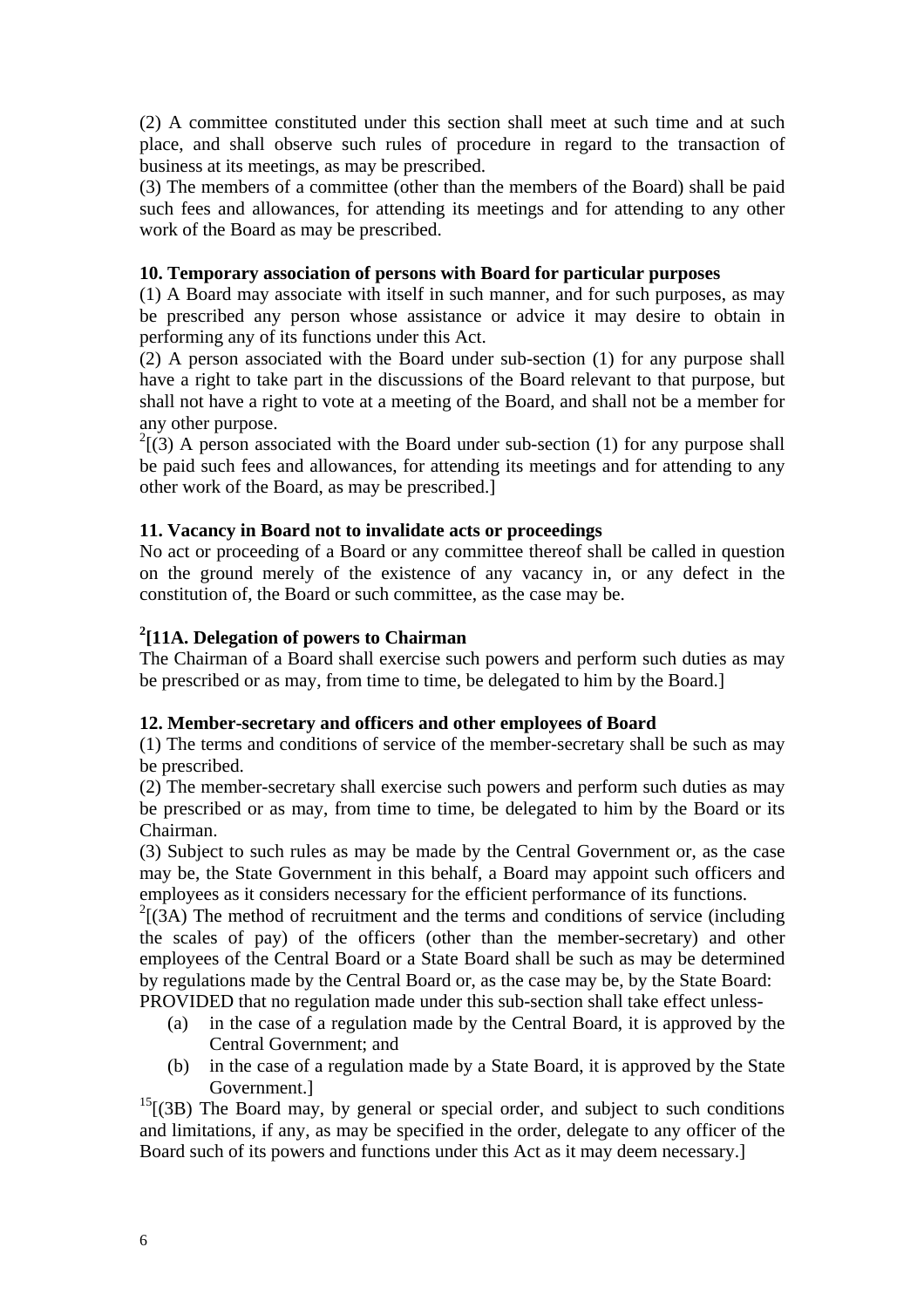(2) A committee constituted under this section shall meet at such time and at such place, and shall observe such rules of procedure in regard to the transaction of business at its meetings, as may be prescribed.
(3) The members of a committee (other than the members of the Board) shall be paid such fees and allowances, for attending its meetings and for attending to any other work of the Board as may be prescribed.

**10. Temporary association of persons with Board for particular purposes**
(1) A Board may associate with itself in such manner, and for such purposes, as may be prescribed any person whose assistance or advice it may desire to obtain in performing any of its functions under this Act.
(2) A person associated with the Board under sub-section (1) for any purpose shall have a right to take part in the discussions of the Board relevant to that purpose, but shall not have a right to vote at a meeting of the Board, and shall not be a member for any other purpose.
[2][(3) A person associated with the Board under sub-section (1) for any purpose shall be paid such fees and allowances, for attending its meetings and for attending to any other work of the Board, as may be prescribed.]

**11. Vacancy in Board not to invalidate acts or proceedings**
No act or proceeding of a Board or any committee thereof shall be called in question on the ground merely of the existence of any vacancy in, or any defect in the constitution of, the Board or such committee, as the case may be.

**[2][11A. Delegation of powers to Chairman**
The Chairman of a Board shall exercise such powers and perform such duties as may be prescribed or as may, from time to time, be delegated to him by the Board.]

**12. Member-secretary and officers and other employees of Board**
(1) The terms and conditions of service of the member-secretary shall be such as may be prescribed.
(2) The member-secretary shall exercise such powers and perform such duties as may be prescribed or as may, from time to time, be delegated to him by the Board or its Chairman.
(3) Subject to such rules as may be made by the Central Government or, as the case may be, the State Government in this behalf, a Board may appoint such officers and employees as it considers necessary for the efficient performance of its functions.
[2][(3A) The method of recruitment and the terms and conditions of service (including the scales of pay) of the officers (other than the member-secretary) and other employees of the Central Board or a State Board shall be such as may be determined by regulations made by the Central Board or, as the case may be, by the State Board:
PROVIDED that no regulation made under this sub-section shall take effect unless-

(a) in the case of a regulation made by the Central Board, it is approved by the Central Government; and
(b) in the case of a regulation made by a State Board, it is approved by the State Government.]

[15][(3B) The Board may, by general or special order, and subject to such conditions and limitations, if any, as may be specified in the order, delegate to any officer of the Board such of its powers and functions under this Act as it may deem necessary.]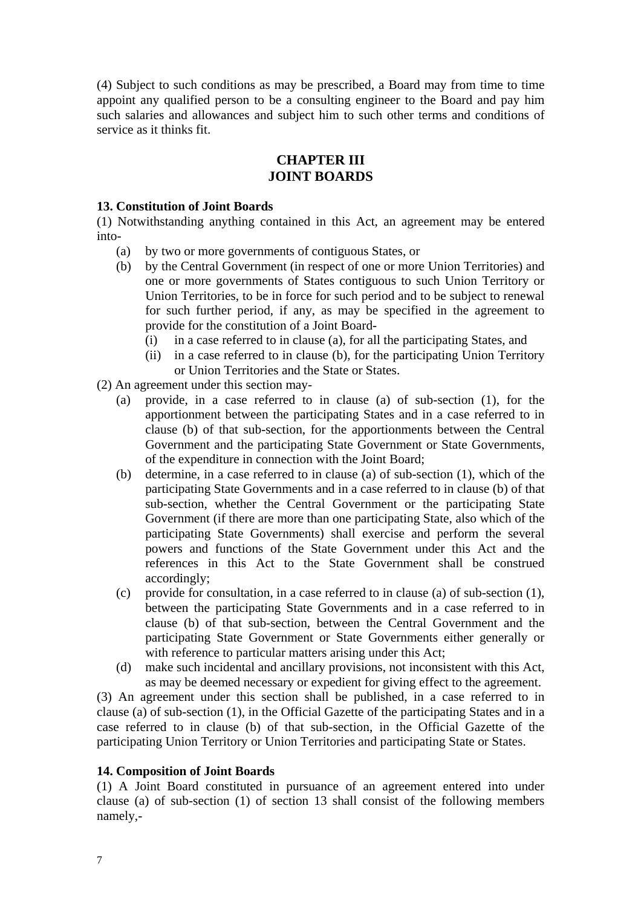(4) Subject to such conditions as may be prescribed, a Board may from time to time appoint any qualified person to be a consulting engineer to the Board and pay him such salaries and allowances and subject him to such other terms and conditions of service as it thinks fit.

## CHAPTER III
## JOINT BOARDS

**13. Constitution of Joint Boards**

(1) Notwithstanding anything contained in this Act, an agreement may be entered into-

- (a) by two or more governments of contiguous States, or
- (b) by the Central Government (in respect of one or more Union Territories) and one or more governments of States contiguous to such Union Territory or Union Territories, to be in force for such period and to be subject to renewal for such further period, if any, as may be specified in the agreement to provide for the constitution of a Joint Board-
  - (i) in a case referred to in clause (a), for all the participating States, and
  - (ii) in a case referred to in clause (b), for the participating Union Territory or Union Territories and the State or States.

(2) An agreement under this section may-

- (a) provide, in a case referred to in clause (a) of sub-section (1), for the apportionment between the participating States and in a case referred to in clause (b) of that sub-section, for the apportionments between the Central Government and the participating State Government or State Governments, of the expenditure in connection with the Joint Board;
- (b) determine, in a case referred to in clause (a) of sub-section (1), which of the participating State Governments and in a case referred to in clause (b) of that sub-section, whether the Central Government or the participating State Government (if there are more than one participating State, also which of the participating State Governments) shall exercise and perform the several powers and functions of the State Government under this Act and the references in this Act to the State Government shall be construed accordingly;
- (c) provide for consultation, in a case referred to in clause (a) of sub-section (1), between the participating State Governments and in a case referred to in clause (b) of that sub-section, between the Central Government and the participating State Government or State Governments either generally or with reference to particular matters arising under this Act;
- (d) make such incidental and ancillary provisions, not inconsistent with this Act, as may be deemed necessary or expedient for giving effect to the agreement.

(3) An agreement under this section shall be published, in a case referred to in clause (a) of sub-section (1), in the Official Gazette of the participating States and in a case referred to in clause (b) of that sub-section, in the Official Gazette of the participating Union Territory or Union Territories and participating State or States.

**14. Composition of Joint Boards**

(1) A Joint Board constituted in pursuance of an agreement entered into under clause (a) of sub-section (1) of section 13 shall consist of the following members namely,-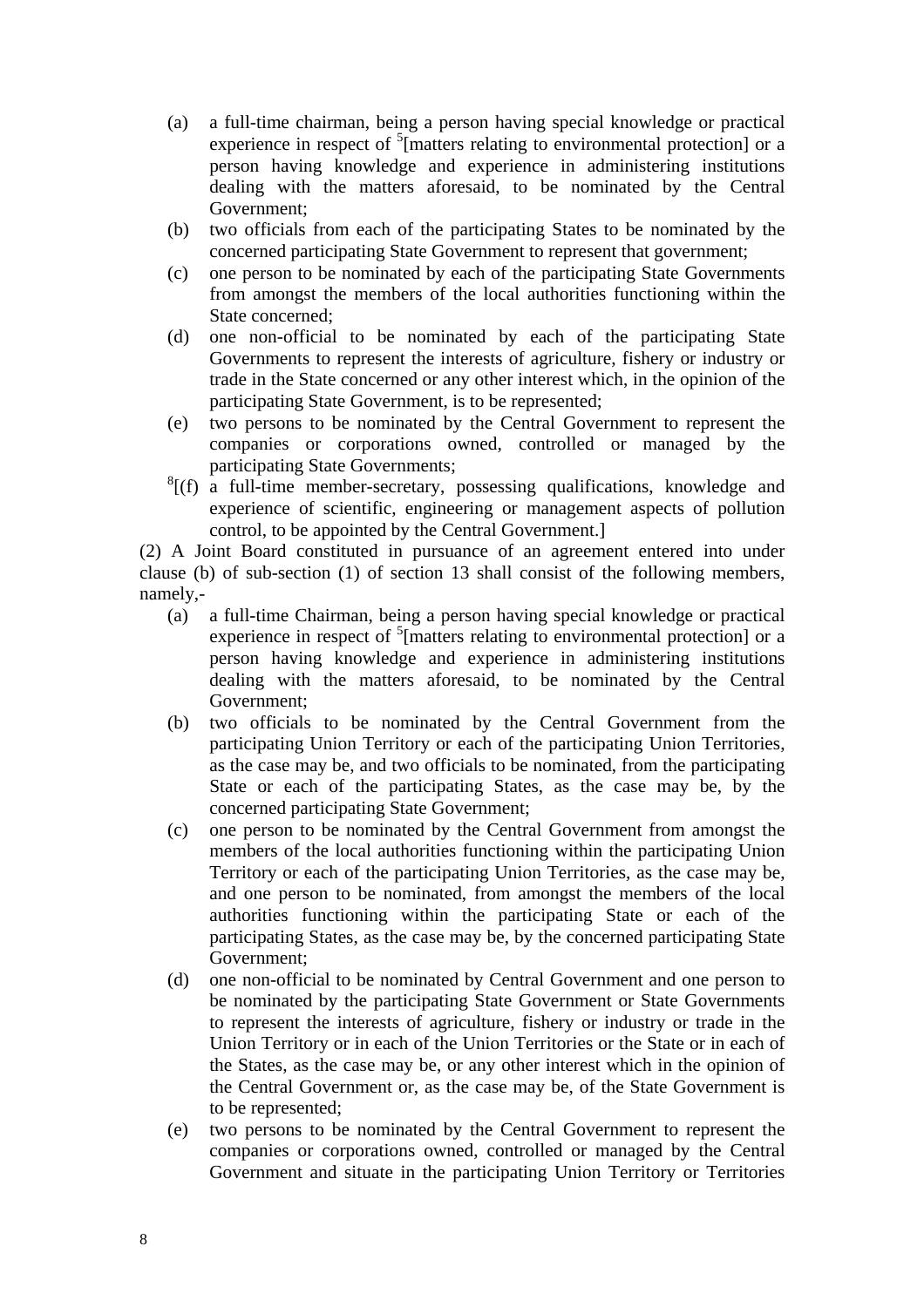(a) a full-time chairman, being a person having special knowledge or practical experience in respect of [5][matters relating to environmental protection] or a person having knowledge and experience in administering institutions dealing with the matters aforesaid, to be nominated by the Central Government;

(b) two officials from each of the participating States to be nominated by the concerned participating State Government to represent that government;

(c) one person to be nominated by each of the participating State Governments from amongst the members of the local authorities functioning within the State concerned;

(d) one non-official to be nominated by each of the participating State Governments to represent the interests of agriculture, fishery or industry or trade in the State concerned or any other interest which, in the opinion of the participating State Government, is to be represented;

(e) two persons to be nominated by the Central Government to represent the companies or corporations owned, controlled or managed by the participating State Governments;

[8][(f) a full-time member-secretary, possessing qualifications, knowledge and experience of scientific, engineering or management aspects of pollution control, to be appointed by the Central Government.]

(2) A Joint Board constituted in pursuance of an agreement entered into under clause (b) of sub-section (1) of section 13 shall consist of the following members, namely,-

(a) a full-time Chairman, being a person having special knowledge or practical experience in respect of [5][matters relating to environmental protection] or a person having knowledge and experience in administering institutions dealing with the matters aforesaid, to be nominated by the Central Government;

(b) two officials to be nominated by the Central Government from the participating Union Territory or each of the participating Union Territories, as the case may be, and two officials to be nominated, from the participating State or each of the participating States, as the case may be, by the concerned participating State Government;

(c) one person to be nominated by the Central Government from amongst the members of the local authorities functioning within the participating Union Territory or each of the participating Union Territories, as the case may be, and one person to be nominated, from amongst the members of the local authorities functioning within the participating State or each of the participating States, as the case may be, by the concerned participating State Government;

(d) one non-official to be nominated by Central Government and one person to be nominated by the participating State Government or State Governments to represent the interests of agriculture, fishery or industry or trade in the Union Territory or in each of the Union Territories or the State or in each of the States, as the case may be, or any other interest which in the opinion of the Central Government or, as the case may be, of the State Government is to be represented;

(e) two persons to be nominated by the Central Government to represent the companies or corporations owned, controlled or managed by the Central Government and situate in the participating Union Territory or Territories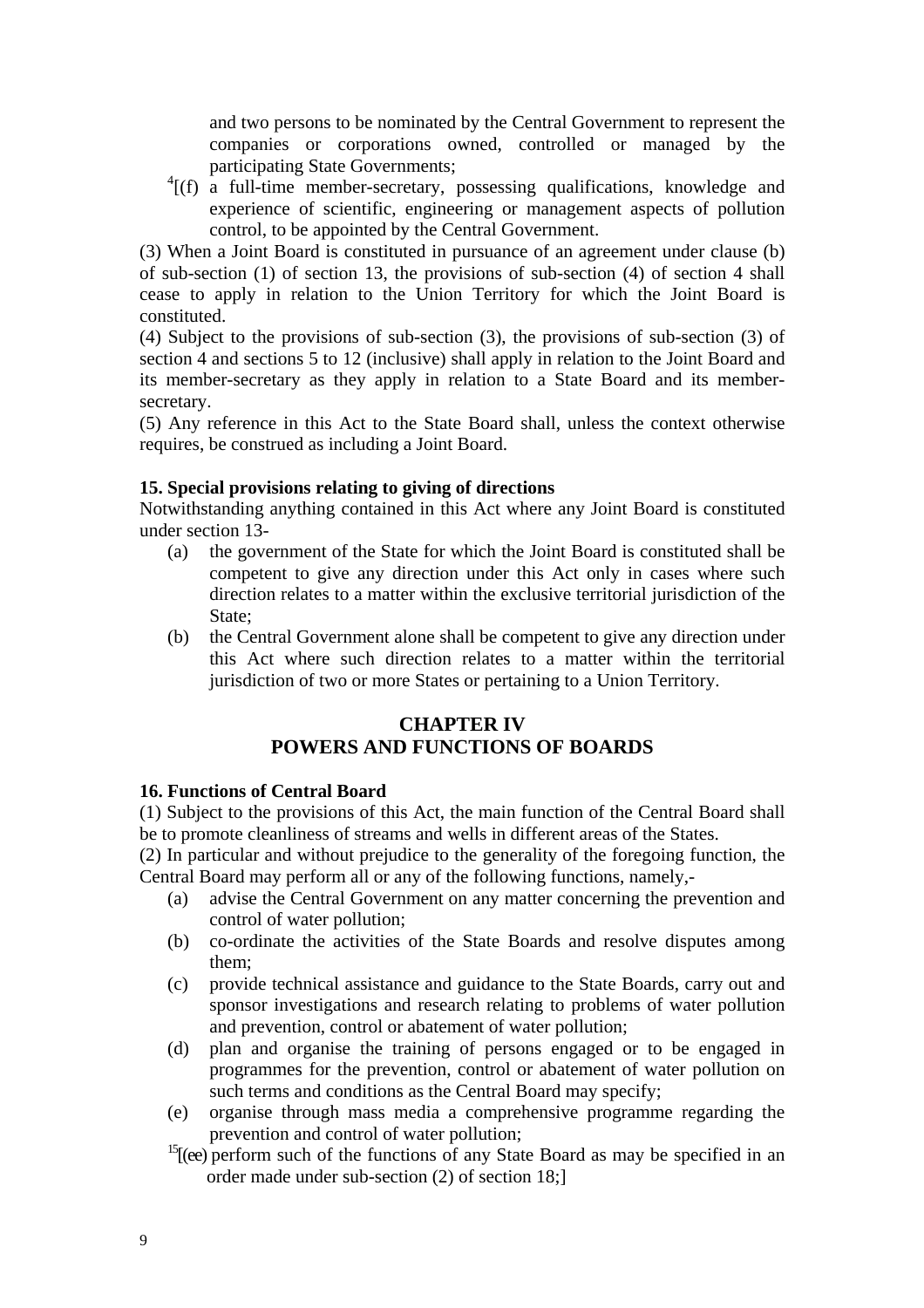and two persons to be nominated by the Central Government to represent the companies or corporations owned, controlled or managed by the participating State Governments;

[4][(f) a full-time member-secretary, possessing qualifications, knowledge and experience of scientific, engineering or management aspects of pollution control, to be appointed by the Central Government.

(3) When a Joint Board is constituted in pursuance of an agreement under clause (b) of sub-section (1) of section 13, the provisions of sub-section (4) of section 4 shall cease to apply in relation to the Union Territory for which the Joint Board is constituted.

(4) Subject to the provisions of sub-section (3), the provisions of sub-section (3) of section 4 and sections 5 to 12 (inclusive) shall apply in relation to the Joint Board and its member-secretary as they apply in relation to a State Board and its member-secretary.

(5) Any reference in this Act to the State Board shall, unless the context otherwise requires, be construed as including a Joint Board.

**15. Special provisions relating to giving of directions**

Notwithstanding anything contained in this Act where any Joint Board is constituted under section 13-

(a) the government of the State for which the Joint Board is constituted shall be competent to give any direction under this Act only in cases where such direction relates to a matter within the exclusive territorial jurisdiction of the State;

(b) the Central Government alone shall be competent to give any direction under this Act where such direction relates to a matter within the territorial jurisdiction of two or more States or pertaining to a Union Territory.

## CHAPTER IV
## POWERS AND FUNCTIONS OF BOARDS

**16. Functions of Central Board**

(1) Subject to the provisions of this Act, the main function of the Central Board shall be to promote cleanliness of streams and wells in different areas of the States.

(2) In particular and without prejudice to the generality of the foregoing function, the Central Board may perform all or any of the following functions, namely,-

(a) advise the Central Government on any matter concerning the prevention and control of water pollution;

(b) co-ordinate the activities of the State Boards and resolve disputes among them;

(c) provide technical assistance and guidance to the State Boards, carry out and sponsor investigations and research relating to problems of water pollution and prevention, control or abatement of water pollution;

(d) plan and organise the training of persons engaged or to be engaged in programmes for the prevention, control or abatement of water pollution on such terms and conditions as the Central Board may specify;

(e) organise through mass media a comprehensive programme regarding the prevention and control of water pollution;

[15][(ee) perform such of the functions of any State Board as may be specified in an order made under sub-section (2) of section 18;]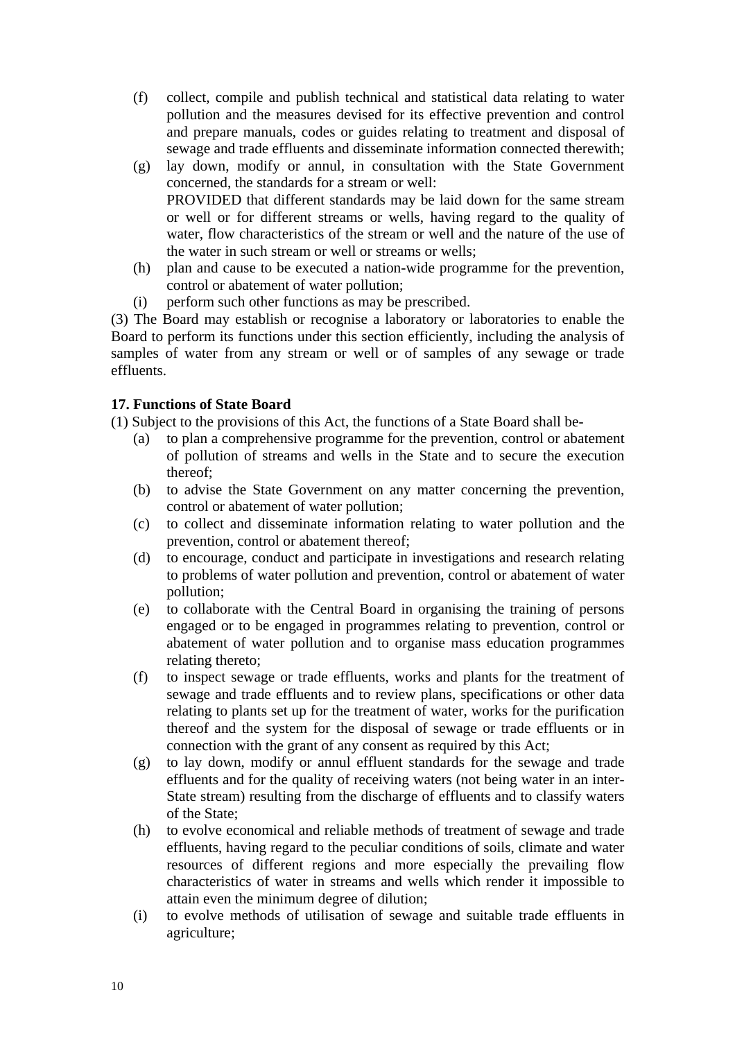(f) collect, compile and publish technical and statistical data relating to water pollution and the measures devised for its effective prevention and control and prepare manuals, codes or guides relating to treatment and disposal of sewage and trade effluents and disseminate information connected therewith;

(g) lay down, modify or annul, in consultation with the State Government concerned, the standards for a stream or well:
PROVIDED that different standards may be laid down for the same stream or well or for different streams or wells, having regard to the quality of water, flow characteristics of the stream or well and the nature of the use of the water in such stream or well or streams or wells;

(h) plan and cause to be executed a nation-wide programme for the prevention, control or abatement of water pollution;

(i) perform such other functions as may be prescribed.

(3) The Board may establish or recognise a laboratory or laboratories to enable the Board to perform its functions under this section efficiently, including the analysis of samples of water from any stream or well or of samples of any sewage or trade effluents.

**17. Functions of State Board**

(1) Subject to the provisions of this Act, the functions of a State Board shall be-

(a) to plan a comprehensive programme for the prevention, control or abatement of pollution of streams and wells in the State and to secure the execution thereof;

(b) to advise the State Government on any matter concerning the prevention, control or abatement of water pollution;

(c) to collect and disseminate information relating to water pollution and the prevention, control or abatement thereof;

(d) to encourage, conduct and participate in investigations and research relating to problems of water pollution and prevention, control or abatement of water pollution;

(e) to collaborate with the Central Board in organising the training of persons engaged or to be engaged in programmes relating to prevention, control or abatement of water pollution and to organise mass education programmes relating thereto;

(f) to inspect sewage or trade effluents, works and plants for the treatment of sewage and trade effluents and to review plans, specifications or other data relating to plants set up for the treatment of water, works for the purification thereof and the system for the disposal of sewage or trade effluents or in connection with the grant of any consent as required by this Act;

(g) to lay down, modify or annul effluent standards for the sewage and trade effluents and for the quality of receiving waters (not being water in an inter-State stream) resulting from the discharge of effluents and to classify waters of the State;

(h) to evolve economical and reliable methods of treatment of sewage and trade effluents, having regard to the peculiar conditions of soils, climate and water resources of different regions and more especially the prevailing flow characteristics of water in streams and wells which render it impossible to attain even the minimum degree of dilution;

(i) to evolve methods of utilisation of sewage and suitable trade effluents in agriculture;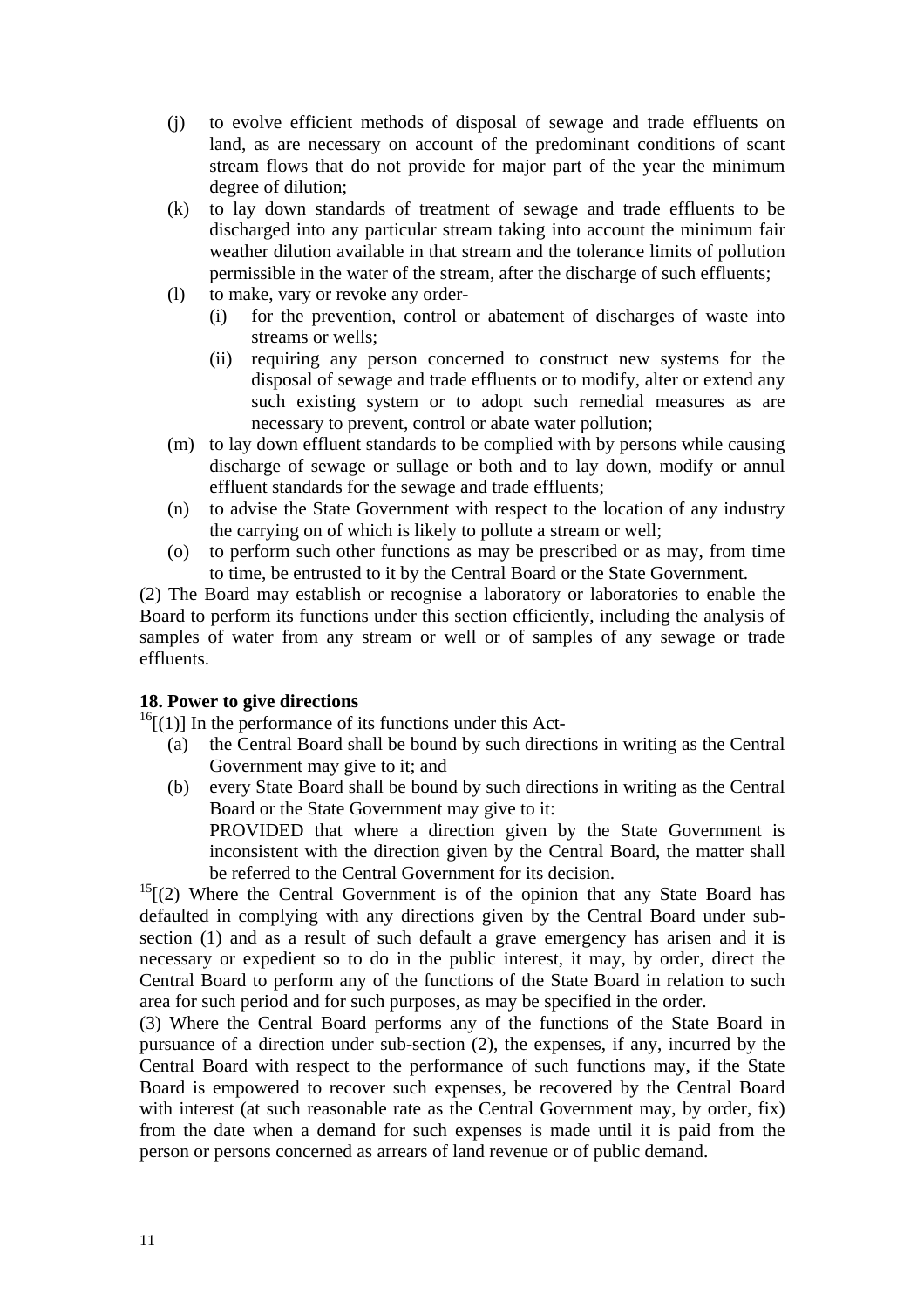- (j) to evolve efficient methods of disposal of sewage and trade effluents on land, as are necessary on account of the predominant conditions of scant stream flows that do not provide for major part of the year the minimum degree of dilution;
- (k) to lay down standards of treatment of sewage and trade effluents to be discharged into any particular stream taking into account the minimum fair weather dilution available in that stream and the tolerance limits of pollution permissible in the water of the stream, after the discharge of such effluents;
- (l) to make, vary or revoke any order-
  - (i) for the prevention, control or abatement of discharges of waste into streams or wells;
  - (ii) requiring any person concerned to construct new systems for the disposal of sewage and trade effluents or to modify, alter or extend any such existing system or to adopt such remedial measures as are necessary to prevent, control or abate water pollution;
- (m) to lay down effluent standards to be complied with by persons while causing discharge of sewage or sullage or both and to lay down, modify or annul effluent standards for the sewage and trade effluents;
- (n) to advise the State Government with respect to the location of any industry the carrying on of which is likely to pollute a stream or well;
- (o) to perform such other functions as may be prescribed or as may, from time to time, be entrusted to it by the Central Board or the State Government.

(2) The Board may establish or recognise a laboratory or laboratories to enable the Board to perform its functions under this section efficiently, including the analysis of samples of water from any stream or well or of samples of any sewage or trade effluents.

**18. Power to give directions**

[16][(1)] In the performance of its functions under this Act-

- (a) the Central Board shall be bound by such directions in writing as the Central Government may give to it; and
- (b) every State Board shall be bound by such directions in writing as the Central Board or the State Government may give to it:

  PROVIDED that where a direction given by the State Government is inconsistent with the direction given by the Central Board, the matter shall be referred to the Central Government for its decision.

[15][(2) Where the Central Government is of the opinion that any State Board has defaulted in complying with any directions given by the Central Board under sub-section (1) and as a result of such default a grave emergency has arisen and it is necessary or expedient so to do in the public interest, it may, by order, direct the Central Board to perform any of the functions of the State Board in relation to such area for such period and for such purposes, as may be specified in the order.

(3) Where the Central Board performs any of the functions of the State Board in pursuance of a direction under sub-section (2), the expenses, if any, incurred by the Central Board with respect to the performance of such functions may, if the State Board is empowered to recover such expenses, be recovered by the Central Board with interest (at such reasonable rate as the Central Government may, by order, fix) from the date when a demand for such expenses is made until it is paid from the person or persons concerned as arrears of land revenue or of public demand.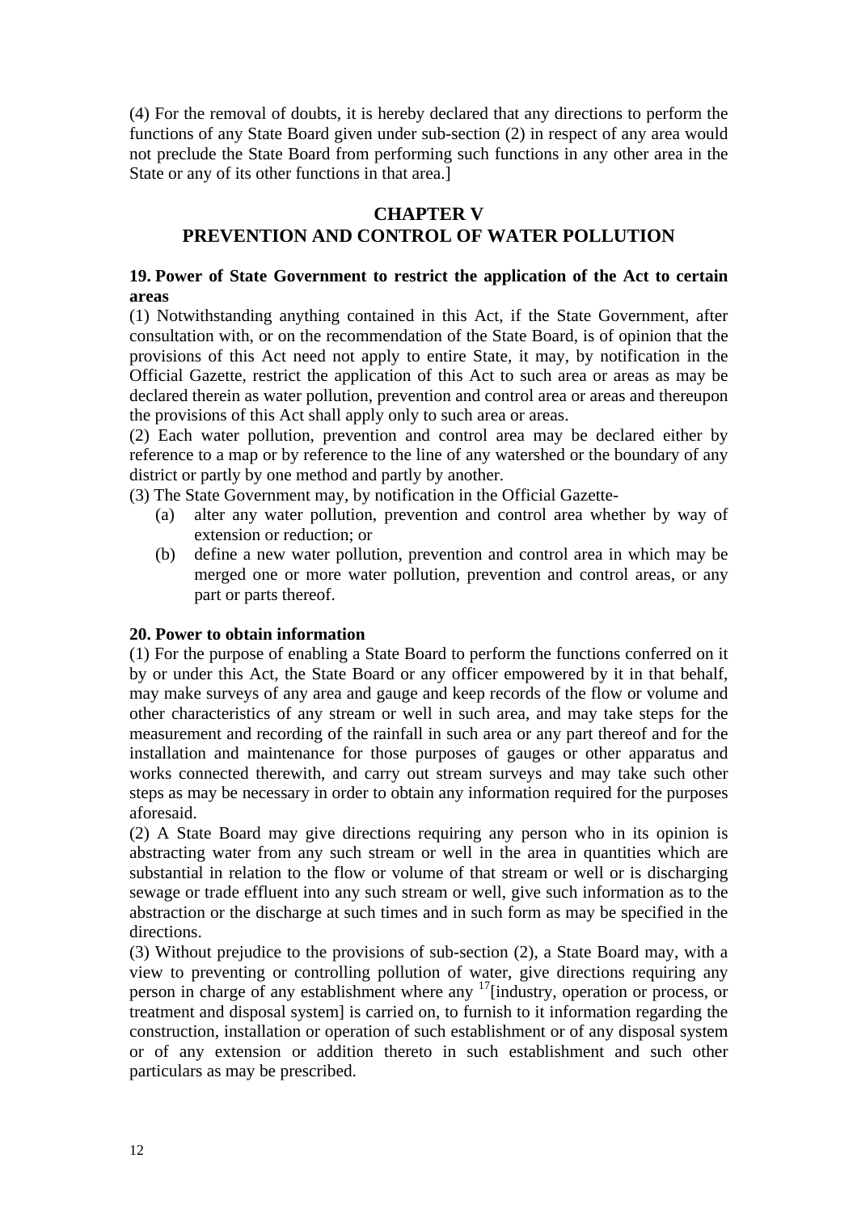(4) For the removal of doubts, it is hereby declared that any directions to perform the functions of any State Board given under sub-section (2) in respect of any area would not preclude the State Board from performing such functions in any other area in the State or any of its other functions in that area.]

## CHAPTER V
## PREVENTION AND CONTROL OF WATER POLLUTION

**19. Power of State Government to restrict the application of the Act to certain areas**

(1) Notwithstanding anything contained in this Act, if the State Government, after consultation with, or on the recommendation of the State Board, is of opinion that the provisions of this Act need not apply to entire State, it may, by notification in the Official Gazette, restrict the application of this Act to such area or areas as may be declared therein as water pollution, prevention and control area or areas and thereupon the provisions of this Act shall apply only to such area or areas.

(2) Each water pollution, prevention and control area may be declared either by reference to a map or by reference to the line of any watershed or the boundary of any district or partly by one method and partly by another.

(3) The State Government may, by notification in the Official Gazette-

(a) alter any water pollution, prevention and control area whether by way of extension or reduction; or

(b) define a new water pollution, prevention and control area in which may be merged one or more water pollution, prevention and control areas, or any part or parts thereof.

**20. Power to obtain information**

(1) For the purpose of enabling a State Board to perform the functions conferred on it by or under this Act, the State Board or any officer empowered by it in that behalf, may make surveys of any area and gauge and keep records of the flow or volume and other characteristics of any stream or well in such area, and may take steps for the measurement and recording of the rainfall in such area or any part thereof and for the installation and maintenance for those purposes of gauges or other apparatus and works connected therewith, and carry out stream surveys and may take such other steps as may be necessary in order to obtain any information required for the purposes aforesaid.

(2) A State Board may give directions requiring any person who in its opinion is abstracting water from any such stream or well in the area in quantities which are substantial in relation to the flow or volume of that stream or well or is discharging sewage or trade effluent into any such stream or well, give such information as to the abstraction or the discharge at such times and in such form as may be specified in the directions.

(3) Without prejudice to the provisions of sub-section (2), a State Board may, with a view to preventing or controlling pollution of water, give directions requiring any person in charge of any establishment where any [17][industry, operation or process, or treatment and disposal system] is carried on, to furnish to it information regarding the construction, installation or operation of such establishment or of any disposal system or of any extension or addition thereto in such establishment and such other particulars as may be prescribed.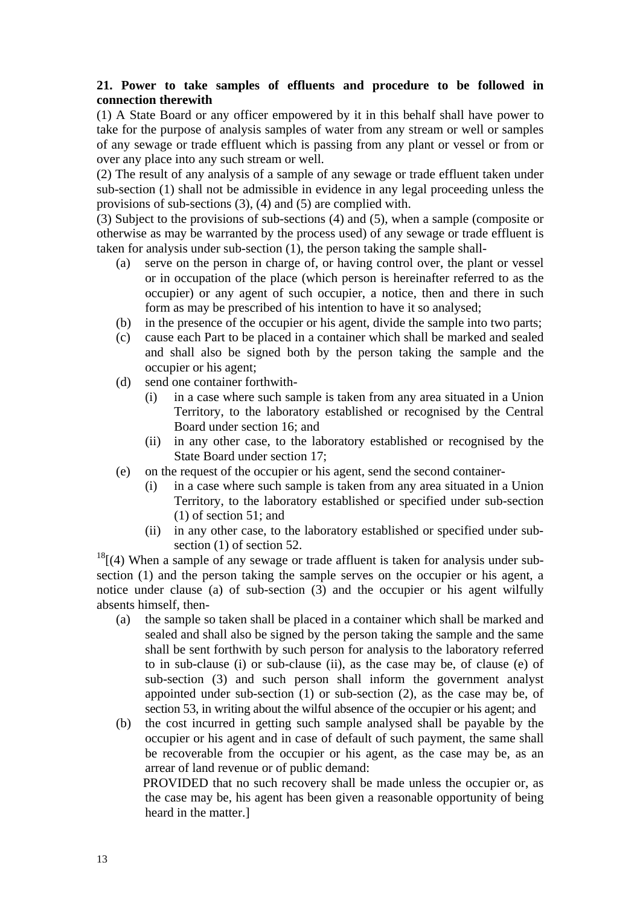**21. Power to take samples of effluents and procedure to be followed in connection therewith**

(1) A State Board or any officer empowered by it in this behalf shall have power to take for the purpose of analysis samples of water from any stream or well or samples of any sewage or trade effluent which is passing from any plant or vessel or from or over any place into any such stream or well.

(2) The result of any analysis of a sample of any sewage or trade effluent taken under sub-section (1) shall not be admissible in evidence in any legal proceeding unless the provisions of sub-sections (3), (4) and (5) are complied with.

(3) Subject to the provisions of sub-sections (4) and (5), when a sample (composite or otherwise as may be warranted by the process used) of any sewage or trade effluent is taken for analysis under sub-section (1), the person taking the sample shall-

- (a) serve on the person in charge of, or having control over, the plant or vessel or in occupation of the place (which person is hereinafter referred to as the occupier) or any agent of such occupier, a notice, then and there in such form as may be prescribed of his intention to have it so analysed;
- (b) in the presence of the occupier or his agent, divide the sample into two parts;
- (c) cause each Part to be placed in a container which shall be marked and sealed and shall also be signed both by the person taking the sample and the occupier or his agent;
- (d) send one container forthwith-
  - (i) in a case where such sample is taken from any area situated in a Union Territory, to the laboratory established or recognised by the Central Board under section 16; and
  - (ii) in any other case, to the laboratory established or recognised by the State Board under section 17;
- (e) on the request of the occupier or his agent, send the second container-
  - (i) in a case where such sample is taken from any area situated in a Union Territory, to the laboratory established or specified under sub-section (1) of section 51; and
  - (ii) in any other case, to the laboratory established or specified under sub-section (1) of section 52.

[18][(4) When a sample of any sewage or trade affluent is taken for analysis under sub-section (1) and the person taking the sample serves on the occupier or his agent, a notice under clause (a) of sub-section (3) and the occupier or his agent wilfully absents himself, then-

- (a) the sample so taken shall be placed in a container which shall be marked and sealed and shall also be signed by the person taking the sample and the same shall be sent forthwith by such person for analysis to the laboratory referred to in sub-clause (i) or sub-clause (ii), as the case may be, of clause (e) of sub-section (3) and such person shall inform the government analyst appointed under sub-section (1) or sub-section (2), as the case may be, of section 53, in writing about the wilful absence of the occupier or his agent; and
- (b) the cost incurred in getting such sample analysed shall be payable by the occupier or his agent and in case of default of such payment, the same shall be recoverable from the occupier or his agent, as the case may be, as an arrear of land revenue or of public demand:

  PROVIDED that no such recovery shall be made unless the occupier or, as the case may be, his agent has been given a reasonable opportunity of being heard in the matter.]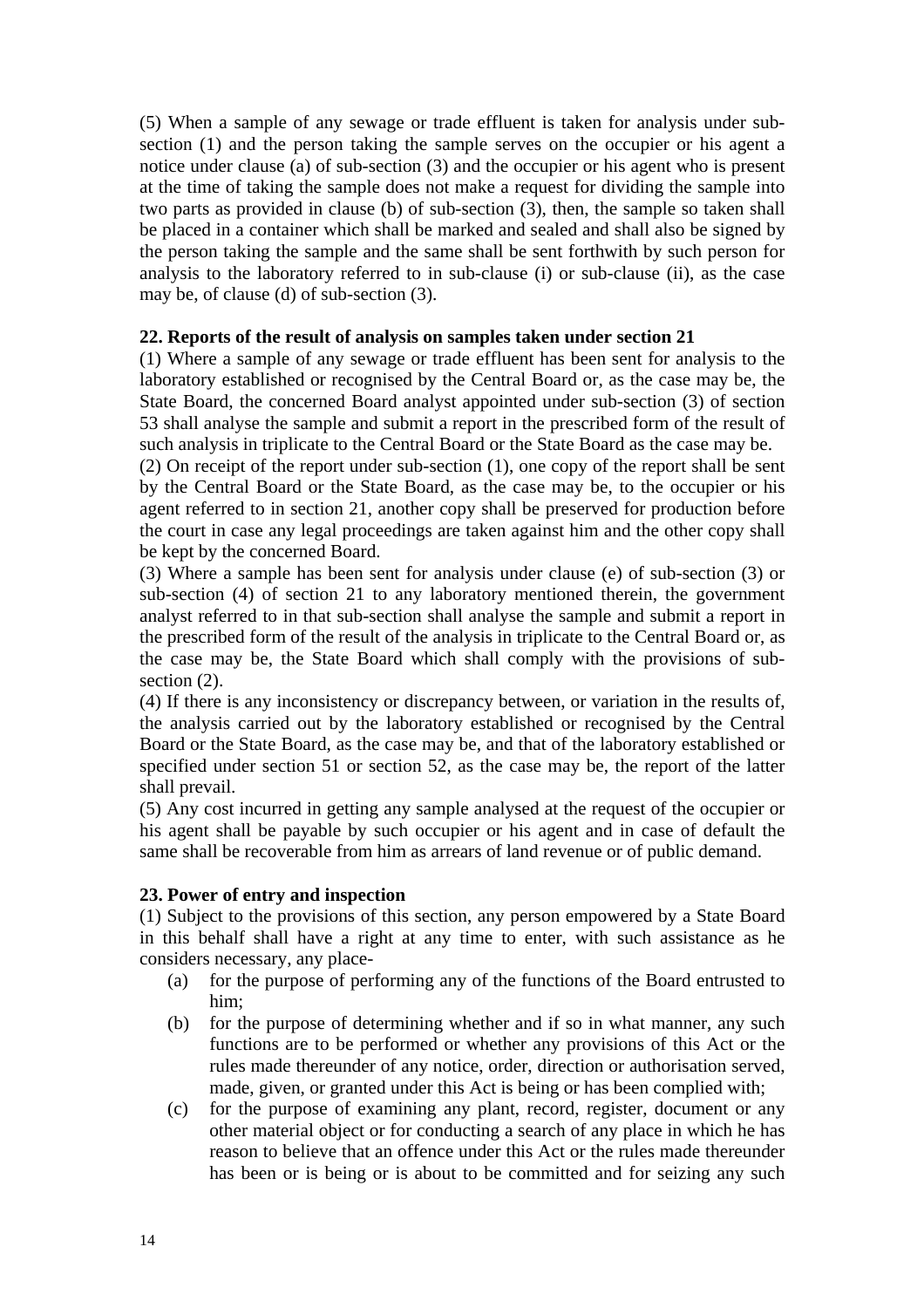(5) When a sample of any sewage or trade effluent is taken for analysis under sub-section (1) and the person taking the sample serves on the occupier or his agent a notice under clause (a) of sub-section (3) and the occupier or his agent who is present at the time of taking the sample does not make a request for dividing the sample into two parts as provided in clause (b) of sub-section (3), then, the sample so taken shall be placed in a container which shall be marked and sealed and shall also be signed by the person taking the sample and the same shall be sent forthwith by such person for analysis to the laboratory referred to in sub-clause (i) or sub-clause (ii), as the case may be, of clause (d) of sub-section (3).

**22. Reports of the result of analysis on samples taken under section 21**

(1) Where a sample of any sewage or trade effluent has been sent for analysis to the laboratory established or recognised by the Central Board or, as the case may be, the State Board, the concerned Board analyst appointed under sub-section (3) of section 53 shall analyse the sample and submit a report in the prescribed form of the result of such analysis in triplicate to the Central Board or the State Board as the case may be.

(2) On receipt of the report under sub-section (1), one copy of the report shall be sent by the Central Board or the State Board, as the case may be, to the occupier or his agent referred to in section 21, another copy shall be preserved for production before the court in case any legal proceedings are taken against him and the other copy shall be kept by the concerned Board.

(3) Where a sample has been sent for analysis under clause (e) of sub-section (3) or sub-section (4) of section 21 to any laboratory mentioned therein, the government analyst referred to in that sub-section shall analyse the sample and submit a report in the prescribed form of the result of the analysis in triplicate to the Central Board or, as the case may be, the State Board which shall comply with the provisions of sub-section (2).

(4) If there is any inconsistency or discrepancy between, or variation in the results of, the analysis carried out by the laboratory established or recognised by the Central Board or the State Board, as the case may be, and that of the laboratory established or specified under section 51 or section 52, as the case may be, the report of the latter shall prevail.

(5) Any cost incurred in getting any sample analysed at the request of the occupier or his agent shall be payable by such occupier or his agent and in case of default the same shall be recoverable from him as arrears of land revenue or of public demand.

**23. Power of entry and inspection**

(1) Subject to the provisions of this section, any person empowered by a State Board in this behalf shall have a right at any time to enter, with such assistance as he considers necessary, any place-

- (a) for the purpose of performing any of the functions of the Board entrusted to him;
- (b) for the purpose of determining whether and if so in what manner, any such functions are to be performed or whether any provisions of this Act or the rules made thereunder of any notice, order, direction or authorisation served, made, given, or granted under this Act is being or has been complied with;
- (c) for the purpose of examining any plant, record, register, document or any other material object or for conducting a search of any place in which he has reason to believe that an offence under this Act or the rules made thereunder has been or is being or is about to be committed and for seizing any such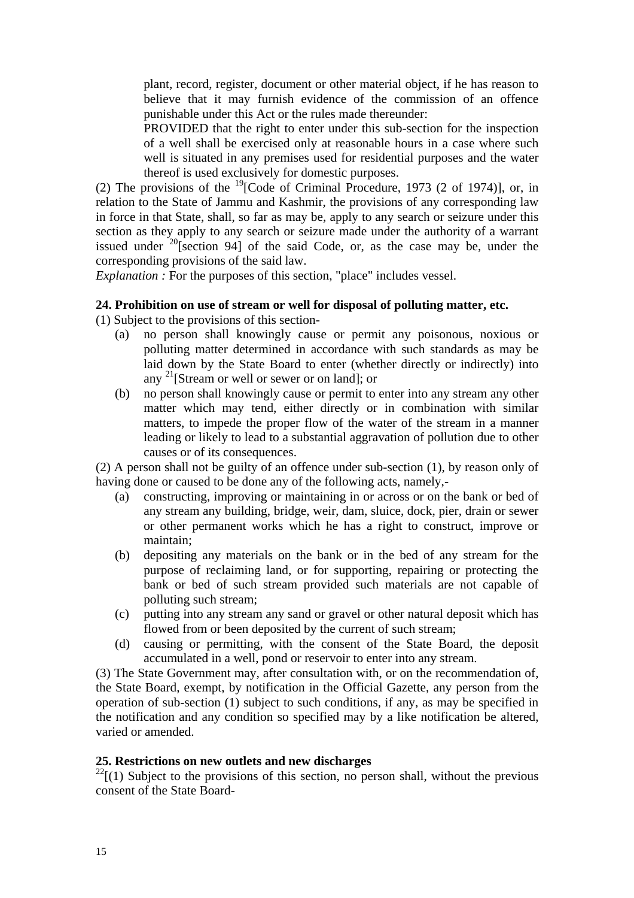plant, record, register, document or other material object, if he has reason to believe that it may furnish evidence of the commission of an offence punishable under this Act or the rules made thereunder:

PROVIDED that the right to enter under this sub-section for the inspection of a well shall be exercised only at reasonable hours in a case where such well is situated in any premises used for residential purposes and the water thereof is used exclusively for domestic purposes.

(2) The provisions of the [19][Code of Criminal Procedure, 1973 (2 of 1974)], or, in relation to the State of Jammu and Kashmir, the provisions of any corresponding law in force in that State, shall, so far as may be, apply to any search or seizure under this section as they apply to any search or seizure made under the authority of a warrant issued under [20][section 94] of the said Code, or, as the case may be, under the corresponding provisions of the said law.

*Explanation :* For the purposes of this section, "place" includes vessel.

**24. Prohibition on use of stream or well for disposal of polluting matter, etc.**

(1) Subject to the provisions of this section-

(a) no person shall knowingly cause or permit any poisonous, noxious or polluting matter determined in accordance with such standards as may be laid down by the State Board to enter (whether directly or indirectly) into any [21][Stream or well or sewer or on land]; or

(b) no person shall knowingly cause or permit to enter into any stream any other matter which may tend, either directly or in combination with similar matters, to impede the proper flow of the water of the stream in a manner leading or likely to lead to a substantial aggravation of pollution due to other causes or of its consequences.

(2) A person shall not be guilty of an offence under sub-section (1), by reason only of having done or caused to be done any of the following acts, namely,-

(a) constructing, improving or maintaining in or across or on the bank or bed of any stream any building, bridge, weir, dam, sluice, dock, pier, drain or sewer or other permanent works which he has a right to construct, improve or maintain;

(b) depositing any materials on the bank or in the bed of any stream for the purpose of reclaiming land, or for supporting, repairing or protecting the bank or bed of such stream provided such materials are not capable of polluting such stream;

(c) putting into any stream any sand or gravel or other natural deposit which has flowed from or been deposited by the current of such stream;

(d) causing or permitting, with the consent of the State Board, the deposit accumulated in a well, pond or reservoir to enter into any stream.

(3) The State Government may, after consultation with, or on the recommendation of, the State Board, exempt, by notification in the Official Gazette, any person from the operation of sub-section (1) subject to such conditions, if any, as may be specified in the notification and any condition so specified may by a like notification be altered, varied or amended.

**25. Restrictions on new outlets and new discharges**

[22][(1) Subject to the provisions of this section, no person shall, without the previous consent of the State Board-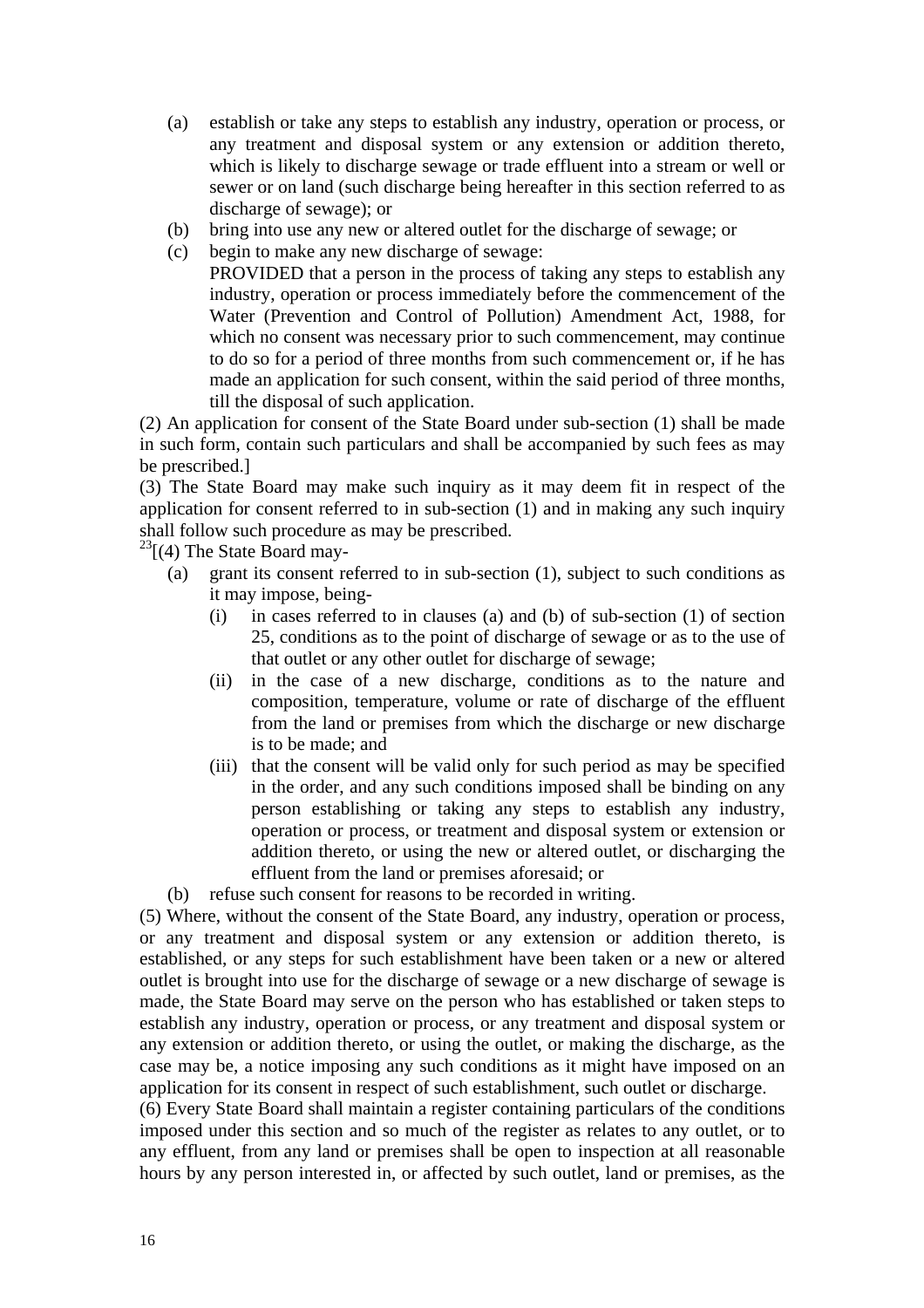(a) establish or take any steps to establish any industry, operation or process, or any treatment and disposal system or any extension or addition thereto, which is likely to discharge sewage or trade effluent into a stream or well or sewer or on land (such discharge being hereafter in this section referred to as discharge of sewage); or

(b) bring into use any new or altered outlet for the discharge of sewage; or

(c) begin to make any new discharge of sewage:

PROVIDED that a person in the process of taking any steps to establish any industry, operation or process immediately before the commencement of the Water (Prevention and Control of Pollution) Amendment Act, 1988, for which no consent was necessary prior to such commencement, may continue to do so for a period of three months from such commencement or, if he has made an application for such consent, within the said period of three months, till the disposal of such application.

(2) An application for consent of the State Board under sub-section (1) shall be made in such form, contain such particulars and shall be accompanied by such fees as may be prescribed.]

(3) The State Board may make such inquiry as it may deem fit in respect of the application for consent referred to in sub-section (1) and in making any such inquiry shall follow such procedure as may be prescribed.

[23][(4) The State Board may-

(a) grant its consent referred to in sub-section (1), subject to such conditions as it may impose, being-

  (i) in cases referred to in clauses (a) and (b) of sub-section (1) of section 25, conditions as to the point of discharge of sewage or as to the use of that outlet or any other outlet for discharge of sewage;

  (ii) in the case of a new discharge, conditions as to the nature and composition, temperature, volume or rate of discharge of the effluent from the land or premises from which the discharge or new discharge is to be made; and

  (iii) that the consent will be valid only for such period as may be specified in the order, and any such conditions imposed shall be binding on any person establishing or taking any steps to establish any industry, operation or process, or treatment and disposal system or extension or addition thereto, or using the new or altered outlet, or discharging the effluent from the land or premises aforesaid; or

(b) refuse such consent for reasons to be recorded in writing.

(5) Where, without the consent of the State Board, any industry, operation or process, or any treatment and disposal system or any extension or addition thereto, is established, or any steps for such establishment have been taken or a new or altered outlet is brought into use for the discharge of sewage or a new discharge of sewage is made, the State Board may serve on the person who has established or taken steps to establish any industry, operation or process, or any treatment and disposal system or any extension or addition thereto, or using the outlet, or making the discharge, as the case may be, a notice imposing any such conditions as it might have imposed on an application for its consent in respect of such establishment, such outlet or discharge.

(6) Every State Board shall maintain a register containing particulars of the conditions imposed under this section and so much of the register as relates to any outlet, or to any effluent, from any land or premises shall be open to inspection at all reasonable hours by any person interested in, or affected by such outlet, land or premises, as the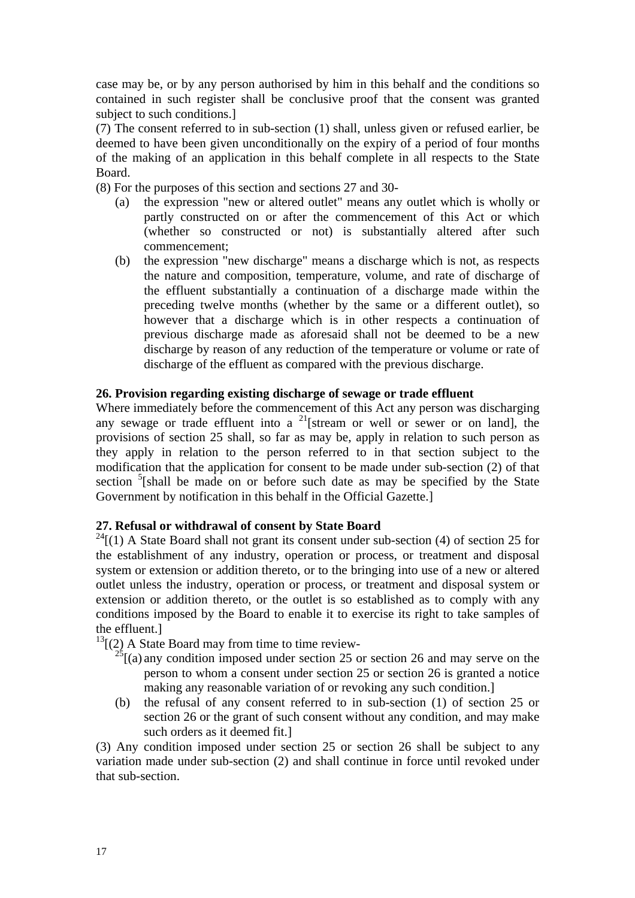case may be, or by any person authorised by him in this behalf and the conditions so contained in such register shall be conclusive proof that the consent was granted subject to such conditions.]

(7) The consent referred to in sub-section (1) shall, unless given or refused earlier, be deemed to have been given unconditionally on the expiry of a period of four months of the making of an application in this behalf complete in all respects to the State Board.

(8) For the purposes of this section and sections 27 and 30-

- (a) the expression "new or altered outlet" means any outlet which is wholly or partly constructed on or after the commencement of this Act or which (whether so constructed or not) is substantially altered after such commencement;
- (b) the expression "new discharge" means a discharge which is not, as respects the nature and composition, temperature, volume, and rate of discharge of the effluent substantially a continuation of a discharge made within the preceding twelve months (whether by the same or a different outlet), so however that a discharge which is in other respects a continuation of previous discharge made as aforesaid shall not be deemed to be a new discharge by reason of any reduction of the temperature or volume or rate of discharge of the effluent as compared with the previous discharge.

**26. Provision regarding existing discharge of sewage or trade effluent**

Where immediately before the commencement of this Act any person was discharging any sewage or trade effluent into a [21][stream or well or sewer or on land], the provisions of section 25 shall, so far as may be, apply in relation to such person as they apply in relation to the person referred to in that section subject to the modification that the application for consent to be made under sub-section (2) of that section [5][shall be made on or before such date as may be specified by the State Government by notification in this behalf in the Official Gazette.]

**27. Refusal or withdrawal of consent by State Board**

[24][(1) A State Board shall not grant its consent under sub-section (4) of section 25 for the establishment of any industry, operation or process, or treatment and disposal system or extension or addition thereto, or to the bringing into use of a new or altered outlet unless the industry, operation or process, or treatment and disposal system or extension or addition thereto, or the outlet is so established as to comply with any conditions imposed by the Board to enable it to exercise its right to take samples of the effluent.]

[13][(2) A State Board may from time to time review-

- [25][(a) any condition imposed under section 25 or section 26 and may serve on the person to whom a consent under section 25 or section 26 is granted a notice making any reasonable variation of or revoking any such condition.]
- (b) the refusal of any consent referred to in sub-section (1) of section 25 or section 26 or the grant of such consent without any condition, and may make such orders as it deemed fit.]

(3) Any condition imposed under section 25 or section 26 shall be subject to any variation made under sub-section (2) and shall continue in force until revoked under that sub-section.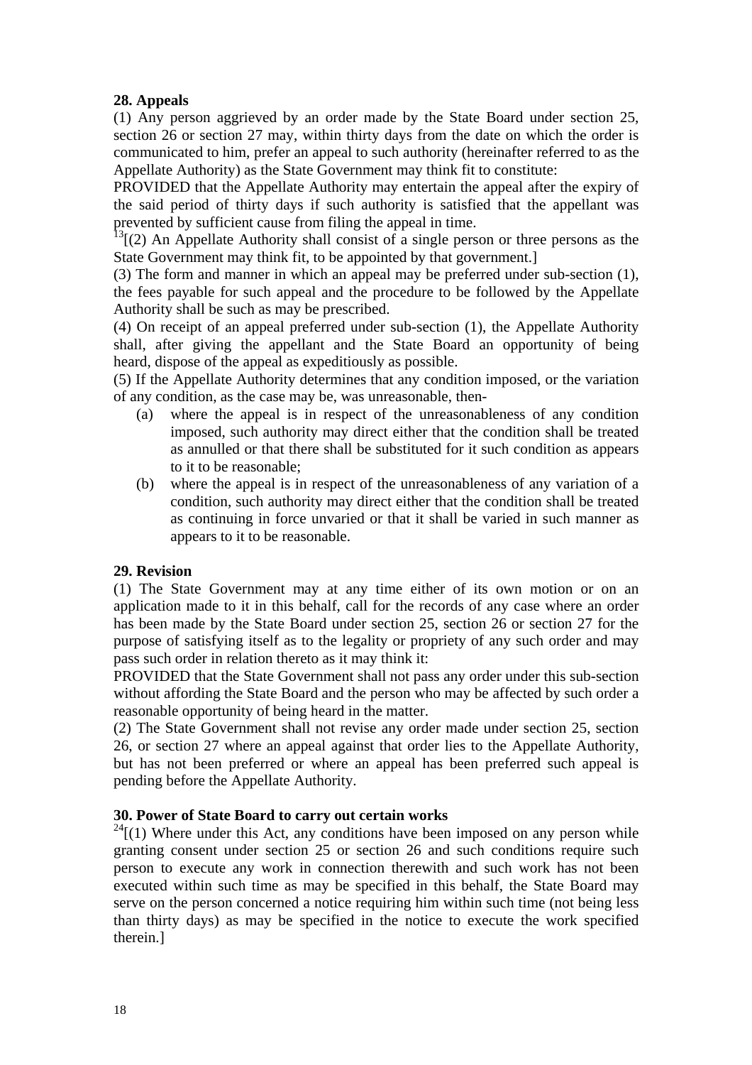**28. Appeals**

(1) Any person aggrieved by an order made by the State Board under section 25, section 26 or section 27 may, within thirty days from the date on which the order is communicated to him, prefer an appeal to such authority (hereinafter referred to as the Appellate Authority) as the State Government may think fit to constitute:

PROVIDED that the Appellate Authority may entertain the appeal after the expiry of the said period of thirty days if such authority is satisfied that the appellant was prevented by sufficient cause from filing the appeal in time.

[13][(2) An Appellate Authority shall consist of a single person or three persons as the State Government may think fit, to be appointed by that government.]

(3) The form and manner in which an appeal may be preferred under sub-section (1), the fees payable for such appeal and the procedure to be followed by the Appellate Authority shall be such as may be prescribed.

(4) On receipt of an appeal preferred under sub-section (1), the Appellate Authority shall, after giving the appellant and the State Board an opportunity of being heard, dispose of the appeal as expeditiously as possible.

(5) If the Appellate Authority determines that any condition imposed, or the variation of any condition, as the case may be, was unreasonable, then-

(a) where the appeal is in respect of the unreasonableness of any condition imposed, such authority may direct either that the condition shall be treated as annulled or that there shall be substituted for it such condition as appears to it to be reasonable;

(b) where the appeal is in respect of the unreasonableness of any variation of a condition, such authority may direct either that the condition shall be treated as continuing in force unvaried or that it shall be varied in such manner as appears to it to be reasonable.

**29. Revision**

(1) The State Government may at any time either of its own motion or on an application made to it in this behalf, call for the records of any case where an order has been made by the State Board under section 25, section 26 or section 27 for the purpose of satisfying itself as to the legality or propriety of any such order and may pass such order in relation thereto as it may think it:

PROVIDED that the State Government shall not pass any order under this sub-section without affording the State Board and the person who may be affected by such order a reasonable opportunity of being heard in the matter.

(2) The State Government shall not revise any order made under section 25, section 26, or section 27 where an appeal against that order lies to the Appellate Authority, but has not been preferred or where an appeal has been preferred such appeal is pending before the Appellate Authority.

**30. Power of State Board to carry out certain works**

[24][(1) Where under this Act, any conditions have been imposed on any person while granting consent under section 25 or section 26 and such conditions require such person to execute any work in connection therewith and such work has not been executed within such time as may be specified in this behalf, the State Board may serve on the person concerned a notice requiring him within such time (not being less than thirty days) as may be specified in the notice to execute the work specified therein.]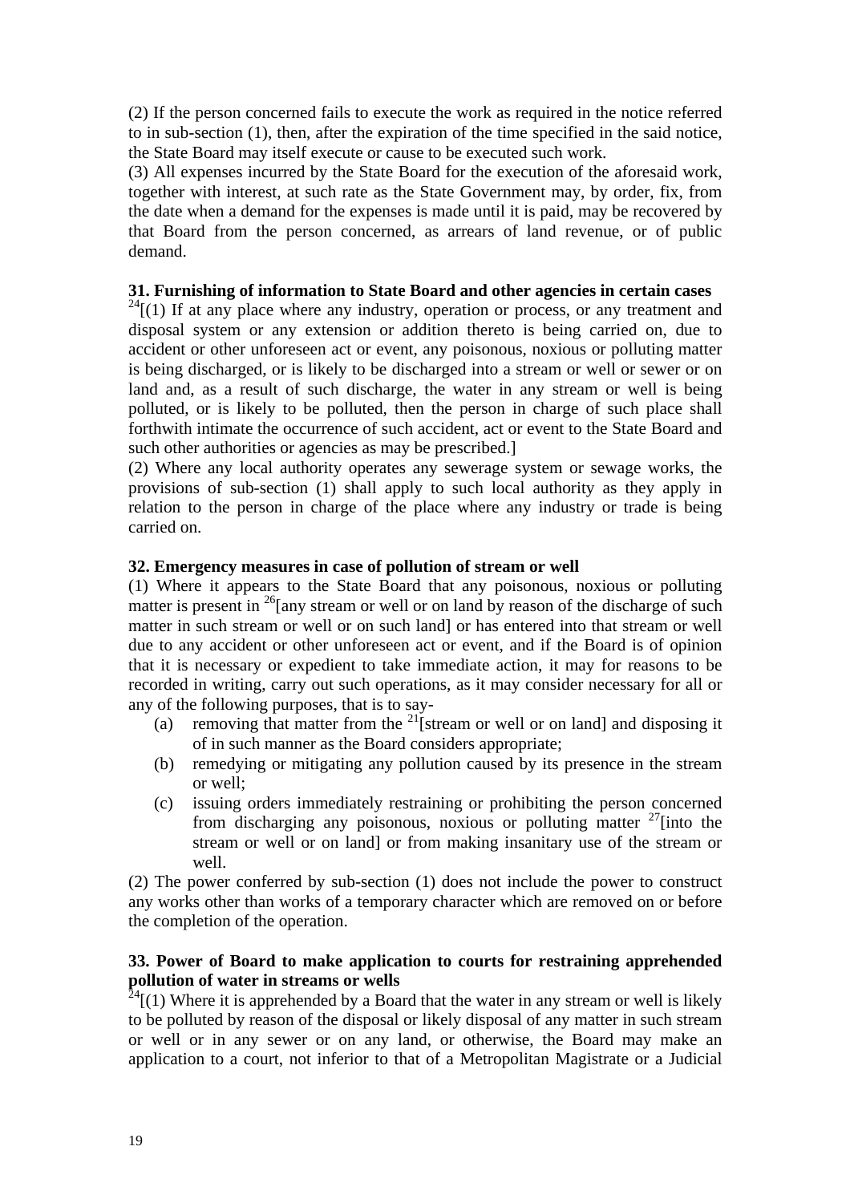(2) If the person concerned fails to execute the work as required in the notice referred to in sub-section (1), then, after the expiration of the time specified in the said notice, the State Board may itself execute or cause to be executed such work.

(3) All expenses incurred by the State Board for the execution of the aforesaid work, together with interest, at such rate as the State Government may, by order, fix, from the date when a demand for the expenses is made until it is paid, may be recovered by that Board from the person concerned, as arrears of land revenue, or of public demand.

**31. Furnishing of information to State Board and other agencies in certain cases**

[24][(1) If at any place where any industry, operation or process, or any treatment and disposal system or any extension or addition thereto is being carried on, due to accident or other unforeseen act or event, any poisonous, noxious or polluting matter is being discharged, or is likely to be discharged into a stream or well or sewer or on land and, as a result of such discharge, the water in any stream or well is being polluted, or is likely to be polluted, then the person in charge of such place shall forthwith intimate the occurrence of such accident, act or event to the State Board and such other authorities or agencies as may be prescribed.]

(2) Where any local authority operates any sewerage system or sewage works, the provisions of sub-section (1) shall apply to such local authority as they apply in relation to the person in charge of the place where any industry or trade is being carried on.

**32. Emergency measures in case of pollution of stream or well**

(1) Where it appears to the State Board that any poisonous, noxious or polluting matter is present in [26][any stream or well or on land by reason of the discharge of such matter in such stream or well or on such land] or has entered into that stream or well due to any accident or other unforeseen act or event, and if the Board is of opinion that it is necessary or expedient to take immediate action, it may for reasons to be recorded in writing, carry out such operations, as it may consider necessary for all or any of the following purposes, that is to say-

(a) removing that matter from the [21][stream or well or on land] and disposing it of in such manner as the Board considers appropriate;

(b) remedying or mitigating any pollution caused by its presence in the stream or well;

(c) issuing orders immediately restraining or prohibiting the person concerned from discharging any poisonous, noxious or polluting matter [27][into the stream or well or on land] or from making insanitary use of the stream or well.

(2) The power conferred by sub-section (1) does not include the power to construct any works other than works of a temporary character which are removed on or before the completion of the operation.

**33. Power of Board to make application to courts for restraining apprehended pollution of water in streams or wells**

[24][(1) Where it is apprehended by a Board that the water in any stream or well is likely to be polluted by reason of the disposal or likely disposal of any matter in such stream or well or in any sewer or on any land, or otherwise, the Board may make an application to a court, not inferior to that of a Metropolitan Magistrate or a Judicial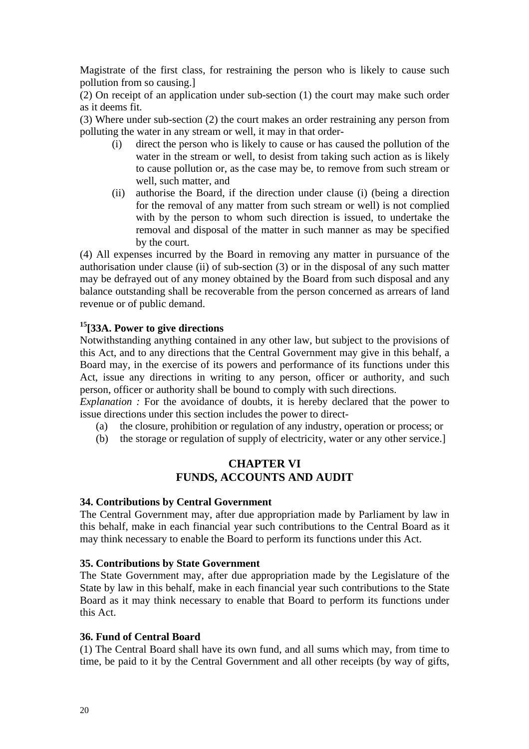Magistrate of the first class, for restraining the person who is likely to cause such pollution from so causing.]

(2) On receipt of an application under sub-section (1) the court may make such order as it deems fit.

(3) Where under sub-section (2) the court makes an order restraining any person from polluting the water in any stream or well, it may in that order-

(i) direct the person who is likely to cause or has caused the pollution of the water in the stream or well, to desist from taking such action as is likely to cause pollution or, as the case may be, to remove from such stream or well, such matter, and

(ii) authorise the Board, if the direction under clause (i) (being a direction for the removal of any matter from such stream or well) is not complied with by the person to whom such direction is issued, to undertake the removal and disposal of the matter in such manner as may be specified by the court.

(4) All expenses incurred by the Board in removing any matter in pursuance of the authorisation under clause (ii) of sub-section (3) or in the disposal of any such matter may be defrayed out of any money obtained by the Board from such disposal and any balance outstanding shall be recoverable from the person concerned as arrears of land revenue or of public demand.

**[15][33A. Power to give directions**

Notwithstanding anything contained in any other law, but subject to the provisions of this Act, and to any directions that the Central Government may give in this behalf, a Board may, in the exercise of its powers and performance of its functions under this Act, issue any directions in writing to any person, officer or authority, and such person, officer or authority shall be bound to comply with such directions.

*Explanation :* For the avoidance of doubts, it is hereby declared that the power to issue directions under this section includes the power to direct-

(a) the closure, prohibition or regulation of any industry, operation or process; or

(b) the storage or regulation of supply of electricity, water or any other service.]

## CHAPTER VI
## FUNDS, ACCOUNTS AND AUDIT

**34. Contributions by Central Government**

The Central Government may, after due appropriation made by Parliament by law in this behalf, make in each financial year such contributions to the Central Board as it may think necessary to enable the Board to perform its functions under this Act.

**35. Contributions by State Government**

The State Government may, after due appropriation made by the Legislature of the State by law in this behalf, make in each financial year such contributions to the State Board as it may think necessary to enable that Board to perform its functions under this Act.

**36. Fund of Central Board**

(1) The Central Board shall have its own fund, and all sums which may, from time to time, be paid to it by the Central Government and all other receipts (by way of gifts,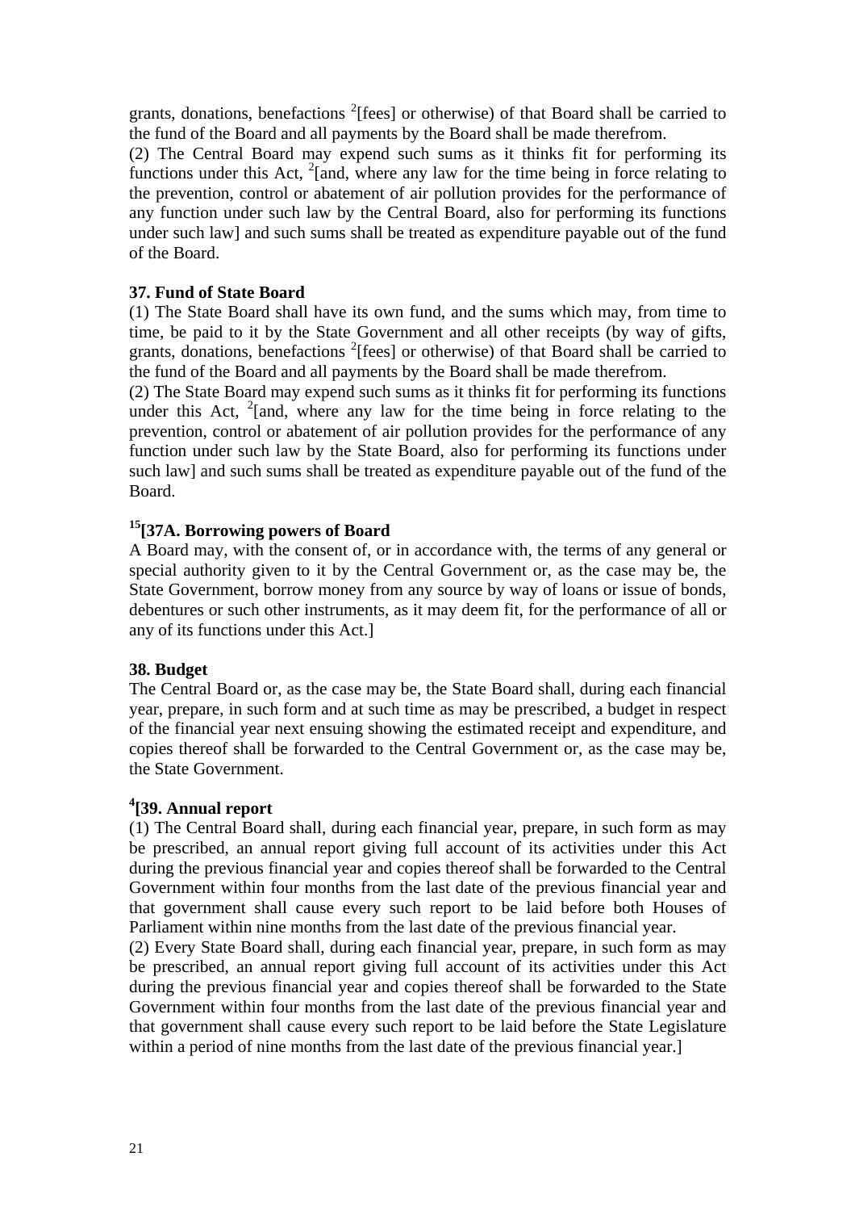grants, donations, benefactions [2][fees] or otherwise) of that Board shall be carried to the fund of the Board and all payments by the Board shall be made therefrom.

(2) The Central Board may expend such sums as it thinks fit for performing its functions under this Act, [2][and, where any law for the time being in force relating to the prevention, control or abatement of air pollution provides for the performance of any function under such law by the Central Board, also for performing its functions under such law] and such sums shall be treated as expenditure payable out of the fund of the Board.

**37. Fund of State Board**

(1) The State Board shall have its own fund, and the sums which may, from time to time, be paid to it by the State Government and all other receipts (by way of gifts, grants, donations, benefactions [2][fees] or otherwise) of that Board shall be carried to the fund of the Board and all payments by the Board shall be made therefrom.

(2) The State Board may expend such sums as it thinks fit for performing its functions under this Act, [2][and, where any law for the time being in force relating to the prevention, control or abatement of air pollution provides for the performance of any function under such law by the State Board, also for performing its functions under such law] and such sums shall be treated as expenditure payable out of the fund of the Board.

**[15][37A. Borrowing powers of Board**

A Board may, with the consent of, or in accordance with, the terms of any general or special authority given to it by the Central Government or, as the case may be, the State Government, borrow money from any source by way of loans or issue of bonds, debentures or such other instruments, as it may deem fit, for the performance of all or any of its functions under this Act.]

**38. Budget**

The Central Board or, as the case may be, the State Board shall, during each financial year, prepare, in such form and at such time as may be prescribed, a budget in respect of the financial year next ensuing showing the estimated receipt and expenditure, and copies thereof shall be forwarded to the Central Government or, as the case may be, the State Government.

**[4][39. Annual report**

(1) The Central Board shall, during each financial year, prepare, in such form as may be prescribed, an annual report giving full account of its activities under this Act during the previous financial year and copies thereof shall be forwarded to the Central Government within four months from the last date of the previous financial year and that government shall cause every such report to be laid before both Houses of Parliament within nine months from the last date of the previous financial year.

(2) Every State Board shall, during each financial year, prepare, in such form as may be prescribed, an annual report giving full account of its activities under this Act during the previous financial year and copies thereof shall be forwarded to the State Government within four months from the last date of the previous financial year and that government shall cause every such report to be laid before the State Legislature within a period of nine months from the last date of the previous financial year.]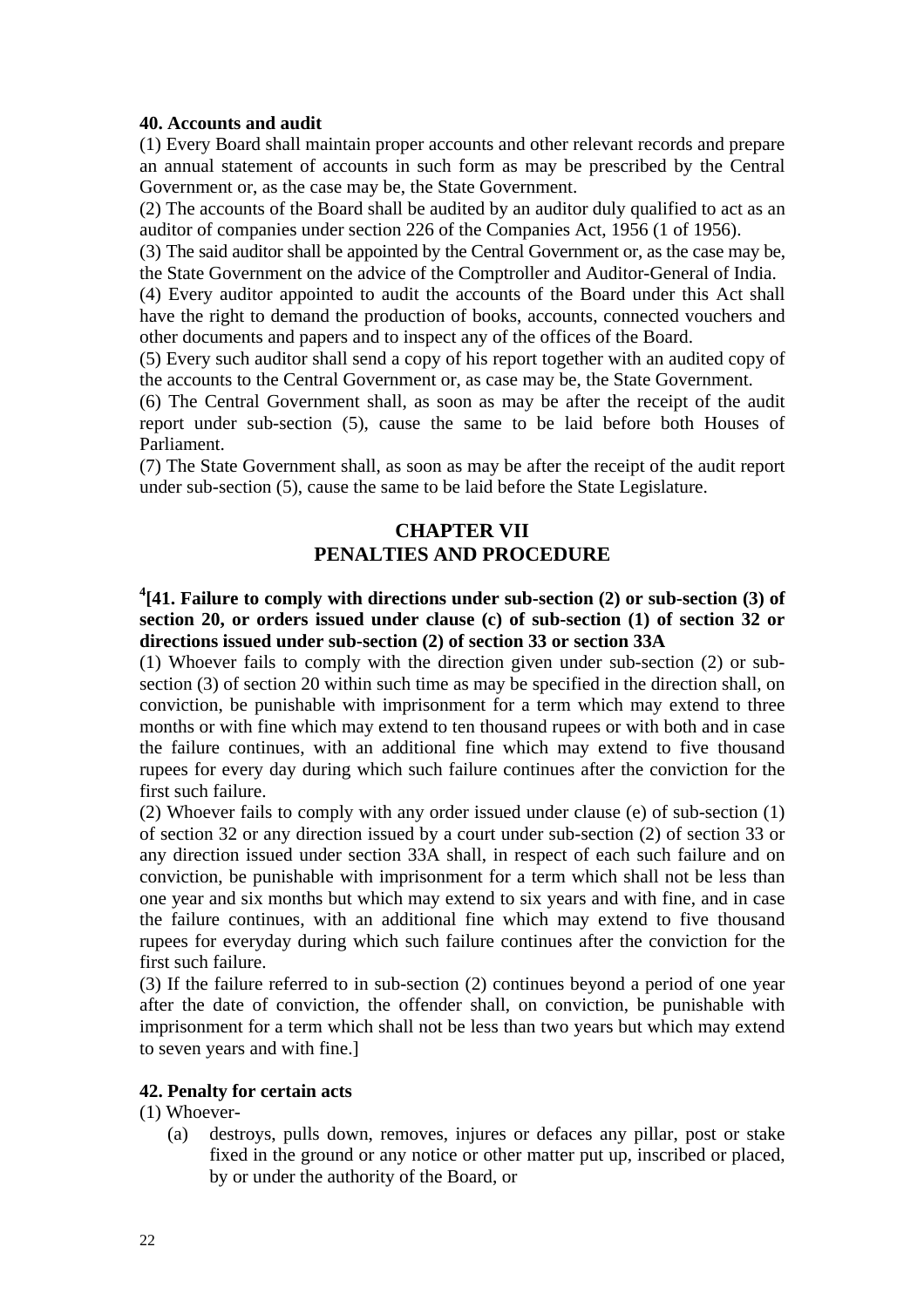### 40. Accounts and audit

(1) Every Board shall maintain proper accounts and other relevant records and prepare an annual statement of accounts in such form as may be prescribed by the Central Government or, as the case may be, the State Government.

(2) The accounts of the Board shall be audited by an auditor duly qualified to act as an auditor of companies under section 226 of the Companies Act, 1956 (1 of 1956).

(3) The said auditor shall be appointed by the Central Government or, as the case may be, the State Government on the advice of the Comptroller and Auditor-General of India.

(4) Every auditor appointed to audit the accounts of the Board under this Act shall have the right to demand the production of books, accounts, connected vouchers and other documents and papers and to inspect any of the offices of the Board.

(5) Every such auditor shall send a copy of his report together with an audited copy of the accounts to the Central Government or, as case may be, the State Government.

(6) The Central Government shall, as soon as may be after the receipt of the audit report under sub-section (5), cause the same to be laid before both Houses of Parliament.

(7) The State Government shall, as soon as may be after the receipt of the audit report under sub-section (5), cause the same to be laid before the State Legislature.

## CHAPTER VII
## PENALTIES AND PROCEDURE

### [4][41. Failure to comply with directions under sub-section (2) or sub-section (3) of section 20, or orders issued under clause (c) of sub-section (1) of section 32 or directions issued under sub-section (2) of section 33 or section 33A

(1) Whoever fails to comply with the direction given under sub-section (2) or sub-section (3) of section 20 within such time as may be specified in the direction shall, on conviction, be punishable with imprisonment for a term which may extend to three months or with fine which may extend to ten thousand rupees or with both and in case the failure continues, with an additional fine which may extend to five thousand rupees for every day during which such failure continues after the conviction for the first such failure.

(2) Whoever fails to comply with any order issued under clause (e) of sub-section (1) of section 32 or any direction issued by a court under sub-section (2) of section 33 or any direction issued under section 33A shall, in respect of each such failure and on conviction, be punishable with imprisonment for a term which shall not be less than one year and six months but which may extend to six years and with fine, and in case the failure continues, with an additional fine which may extend to five thousand rupees for everyday during which such failure continues after the conviction for the first such failure.

(3) If the failure referred to in sub-section (2) continues beyond a period of one year after the date of conviction, the offender shall, on conviction, be punishable with imprisonment for a term which shall not be less than two years but which may extend to seven years and with fine.]

### 42. Penalty for certain acts

(1) Whoever-

(a) destroys, pulls down, removes, injures or defaces any pillar, post or stake fixed in the ground or any notice or other matter put up, inscribed or placed, by or under the authority of the Board, or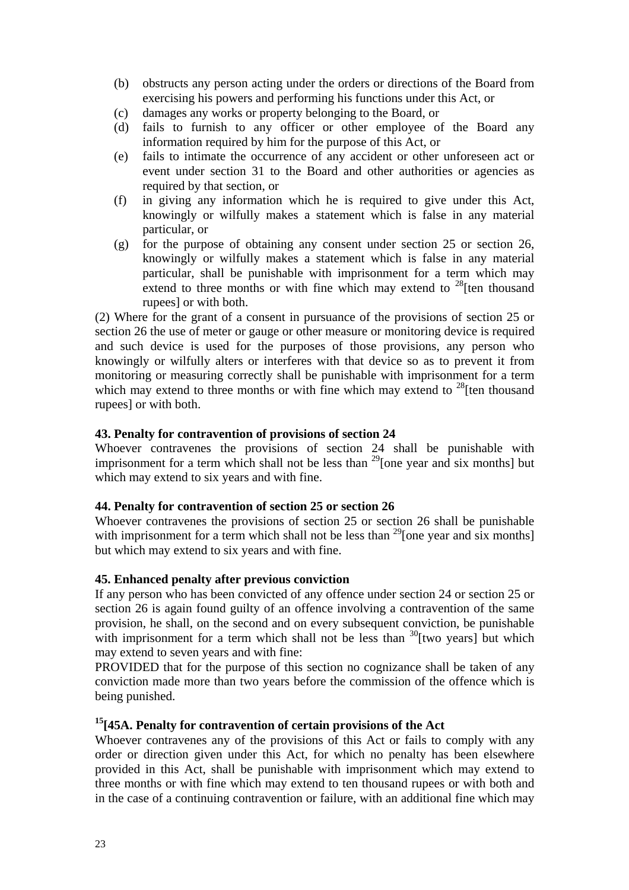(b) obstructs any person acting under the orders or directions of the Board from exercising his powers and performing his functions under this Act, or

(c) damages any works or property belonging to the Board, or

(d) fails to furnish to any officer or other employee of the Board any information required by him for the purpose of this Act, or

(e) fails to intimate the occurrence of any accident or other unforeseen act or event under section 31 to the Board and other authorities or agencies as required by that section, or

(f) in giving any information which he is required to give under this Act, knowingly or wilfully makes a statement which is false in any material particular, or

(g) for the purpose of obtaining any consent under section 25 or section 26, knowingly or wilfully makes a statement which is false in any material particular, shall be punishable with imprisonment for a term which may extend to three months or with fine which may extend to [28][ten thousand rupees] or with both.

(2) Where for the grant of a consent in pursuance of the provisions of section 25 or section 26 the use of meter or gauge or other measure or monitoring device is required and such device is used for the purposes of those provisions, any person who knowingly or wilfully alters or interferes with that device so as to prevent it from monitoring or measuring correctly shall be punishable with imprisonment for a term which may extend to three months or with fine which may extend to [28][ten thousand rupees] or with both.

**43. Penalty for contravention of provisions of section 24**

Whoever contravenes the provisions of section 24 shall be punishable with imprisonment for a term which shall not be less than [29][one year and six months] but which may extend to six years and with fine.

**44. Penalty for contravention of section 25 or section 26**

Whoever contravenes the provisions of section 25 or section 26 shall be punishable with imprisonment for a term which shall not be less than [29][one year and six months] but which may extend to six years and with fine.

**45. Enhanced penalty after previous conviction**

If any person who has been convicted of any offence under section 24 or section 25 or section 26 is again found guilty of an offence involving a contravention of the same provision, he shall, on the second and on every subsequent conviction, be punishable with imprisonment for a term which shall not be less than [30][two years] but which may extend to seven years and with fine:

PROVIDED that for the purpose of this section no cognizance shall be taken of any conviction made more than two years before the commission of the offence which is being punished.

**[15][45A. Penalty for contravention of certain provisions of the Act**

Whoever contravenes any of the provisions of this Act or fails to comply with any order or direction given under this Act, for which no penalty has been elsewhere provided in this Act, shall be punishable with imprisonment which may extend to three months or with fine which may extend to ten thousand rupees or with both and in the case of a continuing contravention or failure, with an additional fine which may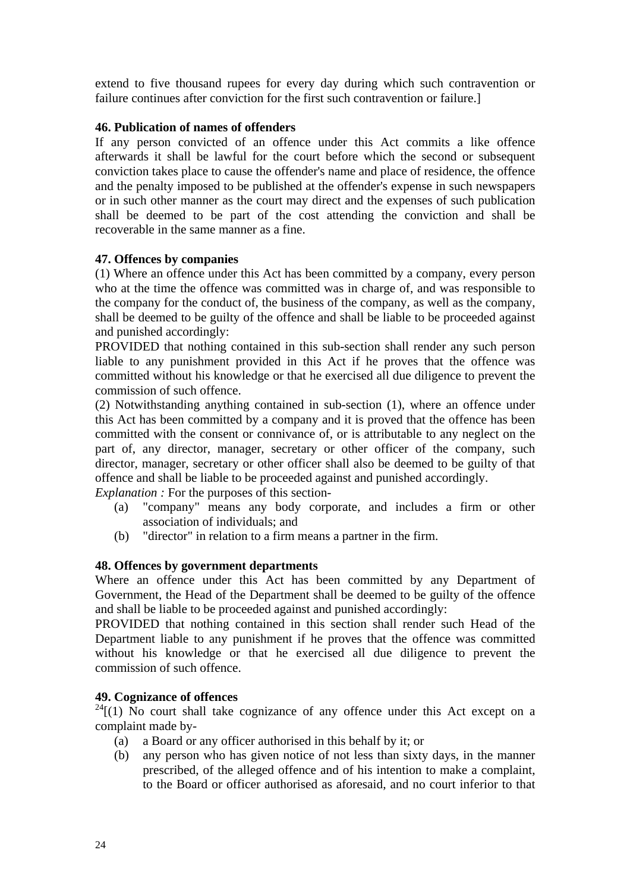extend to five thousand rupees for every day during which such contravention or failure continues after conviction for the first such contravention or failure.]

**46. Publication of names of offenders**

If any person convicted of an offence under this Act commits a like offence afterwards it shall be lawful for the court before which the second or subsequent conviction takes place to cause the offender's name and place of residence, the offence and the penalty imposed to be published at the offender's expense in such newspapers or in such other manner as the court may direct and the expenses of such publication shall be deemed to be part of the cost attending the conviction and shall be recoverable in the same manner as a fine.

**47. Offences by companies**

(1) Where an offence under this Act has been committed by a company, every person who at the time the offence was committed was in charge of, and was responsible to the company for the conduct of, the business of the company, as well as the company, shall be deemed to be guilty of the offence and shall be liable to be proceeded against and punished accordingly:

PROVIDED that nothing contained in this sub-section shall render any such person liable to any punishment provided in this Act if he proves that the offence was committed without his knowledge or that he exercised all due diligence to prevent the commission of such offence.

(2) Notwithstanding anything contained in sub-section (1), where an offence under this Act has been committed by a company and it is proved that the offence has been committed with the consent or connivance of, or is attributable to any neglect on the part of, any director, manager, secretary or other officer of the company, such director, manager, secretary or other officer shall also be deemed to be guilty of that offence and shall be liable to be proceeded against and punished accordingly.

*Explanation :* For the purposes of this section-

(a) "company" means any body corporate, and includes a firm or other association of individuals; and
(b) "director" in relation to a firm means a partner in the firm.

**48. Offences by government departments**

Where an offence under this Act has been committed by any Department of Government, the Head of the Department shall be deemed to be guilty of the offence and shall be liable to be proceeded against and punished accordingly:

PROVIDED that nothing contained in this section shall render such Head of the Department liable to any punishment if he proves that the offence was committed without his knowledge or that he exercised all due diligence to prevent the commission of such offence.

**49. Cognizance of offences**

[24][(1) No court shall take cognizance of any offence under this Act except on a complaint made by-

(a) a Board or any officer authorised in this behalf by it; or
(b) any person who has given notice of not less than sixty days, in the manner prescribed, of the alleged offence and of his intention to make a complaint, to the Board or officer authorised as aforesaid, and no court inferior to that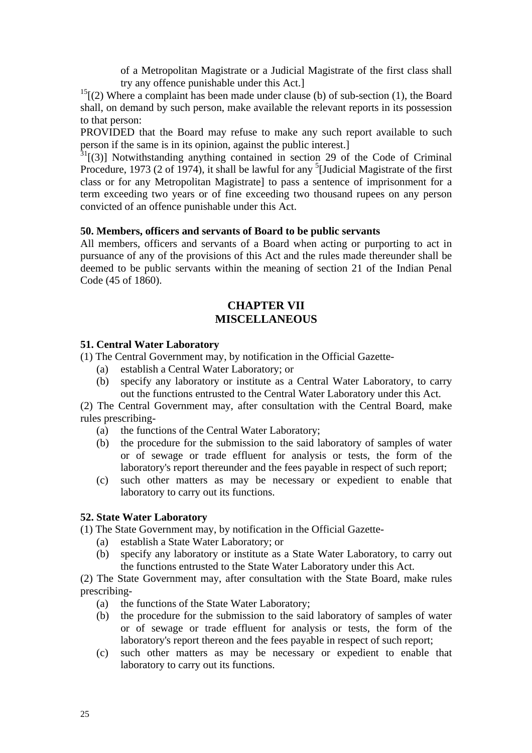of a Metropolitan Magistrate or a Judicial Magistrate of the first class shall try any offence punishable under this Act.]

[15][(2) Where a complaint has been made under clause (b) of sub-section (1), the Board shall, on demand by such person, make available the relevant reports in its possession to that person:

PROVIDED that the Board may refuse to make any such report available to such person if the same is in its opinion, against the public interest.]

[31][(3)] Notwithstanding anything contained in section 29 of the Code of Criminal Procedure, 1973 (2 of 1974), it shall be lawful for any [5][Judicial Magistrate of the first class or for any Metropolitan Magistrate] to pass a sentence of imprisonment for a term exceeding two years or of fine exceeding two thousand rupees on any person convicted of an offence punishable under this Act.

**50. Members, officers and servants of Board to be public servants**

All members, officers and servants of a Board when acting or purporting to act in pursuance of any of the provisions of this Act and the rules made thereunder shall be deemed to be public servants within the meaning of section 21 of the Indian Penal Code (45 of 1860).

## CHAPTER VII
## MISCELLANEOUS

**51. Central Water Laboratory**

(1) The Central Government may, by notification in the Official Gazette-

- (a) establish a Central Water Laboratory; or
- (b) specify any laboratory or institute as a Central Water Laboratory, to carry out the functions entrusted to the Central Water Laboratory under this Act.

(2) The Central Government may, after consultation with the Central Board, make rules prescribing-

- (a) the functions of the Central Water Laboratory;
- (b) the procedure for the submission to the said laboratory of samples of water or of sewage or trade effluent for analysis or tests, the form of the laboratory's report thereunder and the fees payable in respect of such report;
- (c) such other matters as may be necessary or expedient to enable that laboratory to carry out its functions.

**52. State Water Laboratory**

(1) The State Government may, by notification in the Official Gazette-

- (a) establish a State Water Laboratory; or
- (b) specify any laboratory or institute as a State Water Laboratory, to carry out the functions entrusted to the State Water Laboratory under this Act.

(2) The State Government may, after consultation with the State Board, make rules prescribing-

- (a) the functions of the State Water Laboratory;
- (b) the procedure for the submission to the said laboratory of samples of water or of sewage or trade effluent for analysis or tests, the form of the laboratory's report thereon and the fees payable in respect of such report;
- (c) such other matters as may be necessary or expedient to enable that laboratory to carry out its functions.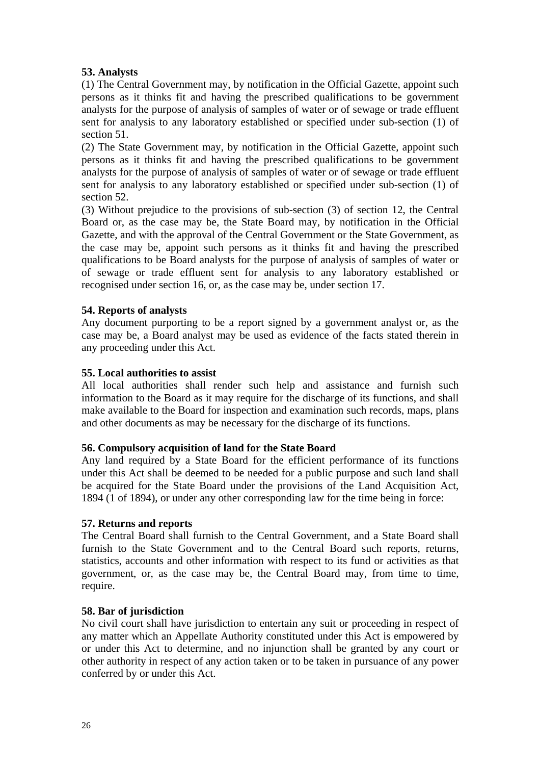**53. Analysts**

(1) The Central Government may, by notification in the Official Gazette, appoint such persons as it thinks fit and having the prescribed qualifications to be government analysts for the purpose of analysis of samples of water or of sewage or trade effluent sent for analysis to any laboratory established or specified under sub-section (1) of section 51.

(2) The State Government may, by notification in the Official Gazette, appoint such persons as it thinks fit and having the prescribed qualifications to be government analysts for the purpose of analysis of samples of water or of sewage or trade effluent sent for analysis to any laboratory established or specified under sub-section (1) of section 52.

(3) Without prejudice to the provisions of sub-section (3) of section 12, the Central Board or, as the case may be, the State Board may, by notification in the Official Gazette, and with the approval of the Central Government or the State Government, as the case may be, appoint such persons as it thinks fit and having the prescribed qualifications to be Board analysts for the purpose of analysis of samples of water or of sewage or trade effluent sent for analysis to any laboratory established or recognised under section 16, or, as the case may be, under section 17.

**54. Reports of analysts**

Any document purporting to be a report signed by a government analyst or, as the case may be, a Board analyst may be used as evidence of the facts stated therein in any proceeding under this Act.

**55. Local authorities to assist**

All local authorities shall render such help and assistance and furnish such information to the Board as it may require for the discharge of its functions, and shall make available to the Board for inspection and examination such records, maps, plans and other documents as may be necessary for the discharge of its functions.

**56. Compulsory acquisition of land for the State Board**

Any land required by a State Board for the efficient performance of its functions under this Act shall be deemed to be needed for a public purpose and such land shall be acquired for the State Board under the provisions of the Land Acquisition Act, 1894 (1 of 1894), or under any other corresponding law for the time being in force:

**57. Returns and reports**

The Central Board shall furnish to the Central Government, and a State Board shall furnish to the State Government and to the Central Board such reports, returns, statistics, accounts and other information with respect to its fund or activities as that government, or, as the case may be, the Central Board may, from time to time, require.

**58. Bar of jurisdiction**

No civil court shall have jurisdiction to entertain any suit or proceeding in respect of any matter which an Appellate Authority constituted under this Act is empowered by or under this Act to determine, and no injunction shall be granted by any court or other authority in respect of any action taken or to be taken in pursuance of any power conferred by or under this Act.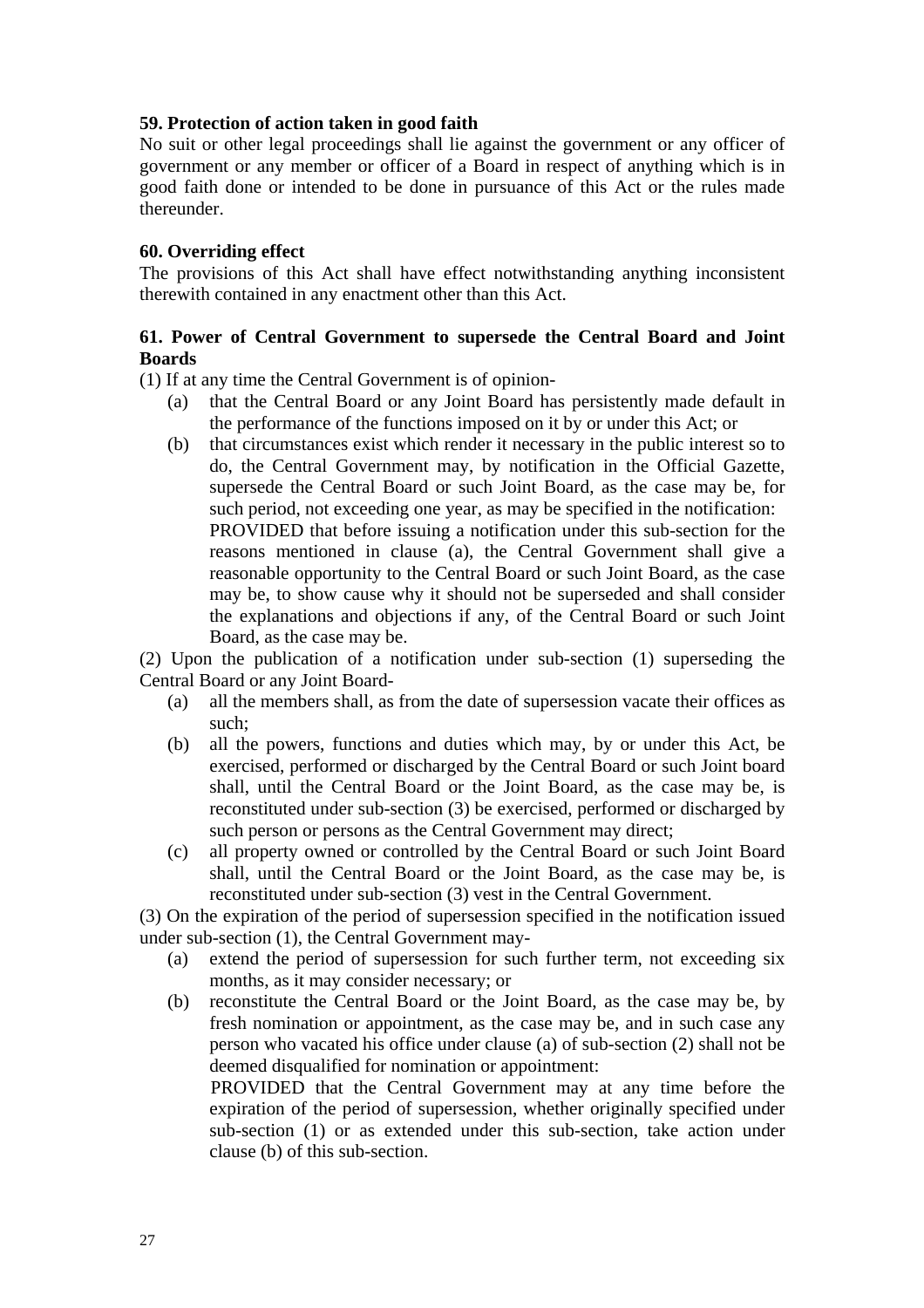**59. Protection of action taken in good faith**

No suit or other legal proceedings shall lie against the government or any officer of government or any member or officer of a Board in respect of anything which is in good faith done or intended to be done in pursuance of this Act or the rules made thereunder.

**60. Overriding effect**

The provisions of this Act shall have effect notwithstanding anything inconsistent therewith contained in any enactment other than this Act.

**61. Power of Central Government to supersede the Central Board and Joint Boards**

(1) If at any time the Central Government is of opinion-

(a) that the Central Board or any Joint Board has persistently made default in the performance of the functions imposed on it by or under this Act; or

(b) that circumstances exist which render it necessary in the public interest so to do, the Central Government may, by notification in the Official Gazette, supersede the Central Board or such Joint Board, as the case may be, for such period, not exceeding one year, as may be specified in the notification:

PROVIDED that before issuing a notification under this sub-section for the reasons mentioned in clause (a), the Central Government shall give a reasonable opportunity to the Central Board or such Joint Board, as the case may be, to show cause why it should not be superseded and shall consider the explanations and objections if any, of the Central Board or such Joint Board, as the case may be.

(2) Upon the publication of a notification under sub-section (1) superseding the Central Board or any Joint Board-

(a) all the members shall, as from the date of supersession vacate their offices as such;

(b) all the powers, functions and duties which may, by or under this Act, be exercised, performed or discharged by the Central Board or such Joint board shall, until the Central Board or the Joint Board, as the case may be, is reconstituted under sub-section (3) be exercised, performed or discharged by such person or persons as the Central Government may direct;

(c) all property owned or controlled by the Central Board or such Joint Board shall, until the Central Board or the Joint Board, as the case may be, is reconstituted under sub-section (3) vest in the Central Government.

(3) On the expiration of the period of supersession specified in the notification issued under sub-section (1), the Central Government may-

(a) extend the period of supersession for such further term, not exceeding six months, as it may consider necessary; or

(b) reconstitute the Central Board or the Joint Board, as the case may be, by fresh nomination or appointment, as the case may be, and in such case any person who vacated his office under clause (a) of sub-section (2) shall not be deemed disqualified for nomination or appointment:

PROVIDED that the Central Government may at any time before the expiration of the period of supersession, whether originally specified under sub-section (1) or as extended under this sub-section, take action under clause (b) of this sub-section.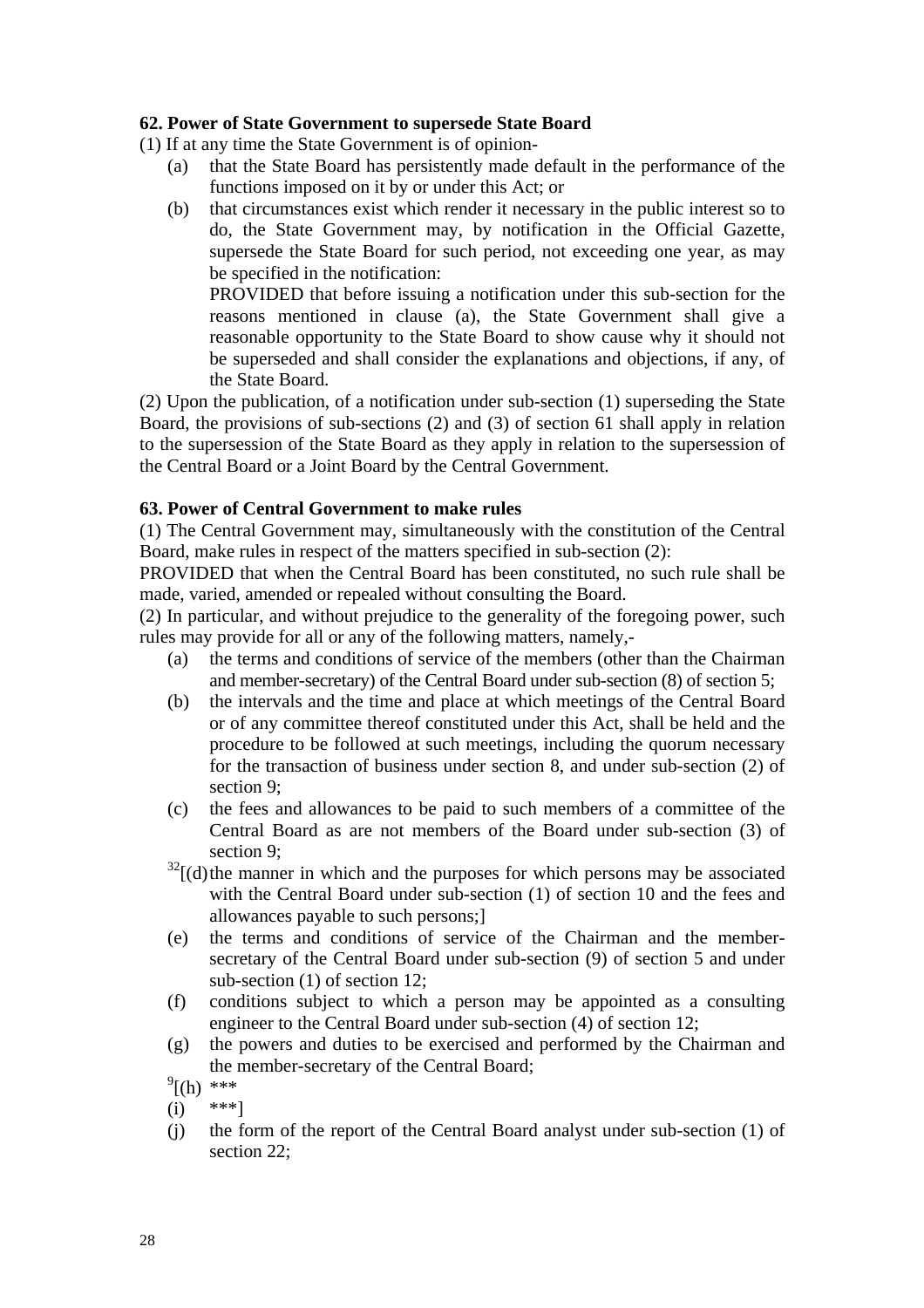**62. Power of State Government to supersede State Board**

(1) If at any time the State Government is of opinion-

(a) that the State Board has persistently made default in the performance of the functions imposed on it by or under this Act; or

(b) that circumstances exist which render it necessary in the public interest so to do, the State Government may, by notification in the Official Gazette, supersede the State Board for such period, not exceeding one year, as may be specified in the notification:

PROVIDED that before issuing a notification under this sub-section for the reasons mentioned in clause (a), the State Government shall give a reasonable opportunity to the State Board to show cause why it should not be superseded and shall consider the explanations and objections, if any, of the State Board.

(2) Upon the publication, of a notification under sub-section (1) superseding the State Board, the provisions of sub-sections (2) and (3) of section 61 shall apply in relation to the supersession of the State Board as they apply in relation to the supersession of the Central Board or a Joint Board by the Central Government.

**63. Power of Central Government to make rules**

(1) The Central Government may, simultaneously with the constitution of the Central Board, make rules in respect of the matters specified in sub-section (2):

PROVIDED that when the Central Board has been constituted, no such rule shall be made, varied, amended or repealed without consulting the Board.

(2) In particular, and without prejudice to the generality of the foregoing power, such rules may provide for all or any of the following matters, namely,-

(a) the terms and conditions of service of the members (other than the Chairman and member-secretary) of the Central Board under sub-section (8) of section 5;

(b) the intervals and the time and place at which meetings of the Central Board or of any committee thereof constituted under this Act, shall be held and the procedure to be followed at such meetings, including the quorum necessary for the transaction of business under section 8, and under sub-section (2) of section 9;

(c) the fees and allowances to be paid to such members of a committee of the Central Board as are not members of the Board under sub-section (3) of section 9;

[32][(d) the manner in which and the purposes for which persons may be associated with the Central Board under sub-section (1) of section 10 and the fees and allowances payable to such persons;]

(e) the terms and conditions of service of the Chairman and the member-secretary of the Central Board under sub-section (9) of section 5 and under sub-section (1) of section 12;

(f) conditions subject to which a person may be appointed as a consulting engineer to the Central Board under sub-section (4) of section 12;

(g) the powers and duties to be exercised and performed by the Chairman and the member-secretary of the Central Board;

[9][(h) ***

(i) ***]

(j) the form of the report of the Central Board analyst under sub-section (1) of section 22;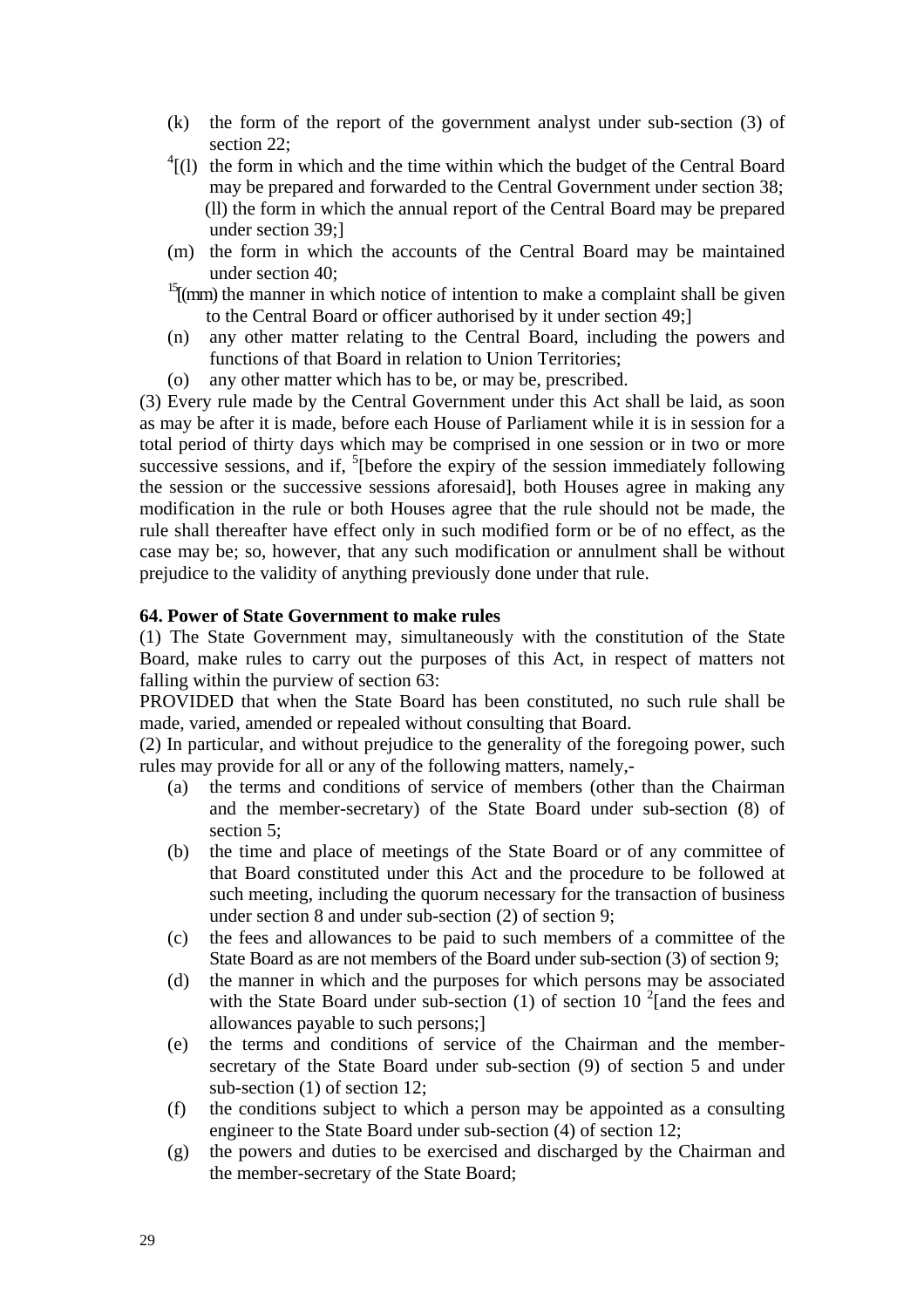(k) the form of the report of the government analyst under sub-section (3) of section 22;

[4][(l) the form in which and the time within which the budget of the Central Board may be prepared and forwarded to the Central Government under section 38;

(ll) the form in which the annual report of the Central Board may be prepared under section 39;]

(m) the form in which the accounts of the Central Board may be maintained under section 40;

[15][(mm) the manner in which notice of intention to make a complaint shall be given to the Central Board or officer authorised by it under section 49;]

(n) any other matter relating to the Central Board, including the powers and functions of that Board in relation to Union Territories;

(o) any other matter which has to be, or may be, prescribed.

(3) Every rule made by the Central Government under this Act shall be laid, as soon as may be after it is made, before each House of Parliament while it is in session for a total period of thirty days which may be comprised in one session or in two or more successive sessions, and if, [5][before the expiry of the session immediately following the session or the successive sessions aforesaid], both Houses agree in making any modification in the rule or both Houses agree that the rule should not be made, the rule shall thereafter have effect only in such modified form or be of no effect, as the case may be; so, however, that any such modification or annulment shall be without prejudice to the validity of anything previously done under that rule.

**64. Power of State Government to make rules**

(1) The State Government may, simultaneously with the constitution of the State Board, make rules to carry out the purposes of this Act, in respect of matters not falling within the purview of section 63:

PROVIDED that when the State Board has been constituted, no such rule shall be made, varied, amended or repealed without consulting that Board.

(2) In particular, and without prejudice to the generality of the foregoing power, such rules may provide for all or any of the following matters, namely,-

(a) the terms and conditions of service of members (other than the Chairman and the member-secretary) of the State Board under sub-section (8) of section 5;

(b) the time and place of meetings of the State Board or of any committee of that Board constituted under this Act and the procedure to be followed at such meeting, including the quorum necessary for the transaction of business under section 8 and under sub-section (2) of section 9;

(c) the fees and allowances to be paid to such members of a committee of the State Board as are not members of the Board under sub-section (3) of section 9;

(d) the manner in which and the purposes for which persons may be associated with the State Board under sub-section (1) of section 10 [2][and the fees and allowances payable to such persons;]

(e) the terms and conditions of service of the Chairman and the member-secretary of the State Board under sub-section (9) of section 5 and under sub-section (1) of section 12;

(f) the conditions subject to which a person may be appointed as a consulting engineer to the State Board under sub-section (4) of section 12;

(g) the powers and duties to be exercised and discharged by the Chairman and the member-secretary of the State Board;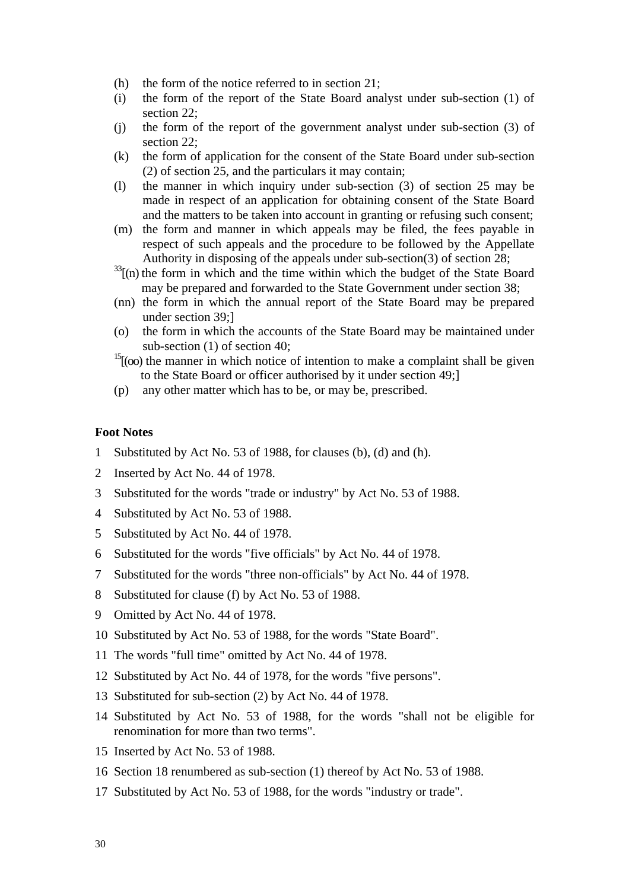- (h) the form of the notice referred to in section 21;
- (i) the form of the report of the State Board analyst under sub-section (1) of section 22;
- (j) the form of the report of the government analyst under sub-section (3) of section 22;
- (k) the form of application for the consent of the State Board under sub-section (2) of section 25, and the particulars it may contain;
- (l) the manner in which inquiry under sub-section (3) of section 25 may be made in respect of an application for obtaining consent of the State Board and the matters to be taken into account in granting or refusing such consent;
- (m) the form and manner in which appeals may be filed, the fees payable in respect of such appeals and the procedure to be followed by the Appellate Authority in disposing of the appeals under sub-section(3) of section 28;
- [33][(n) the form in which and the time within which the budget of the State Board may be prepared and forwarded to the State Government under section 38;
- (nn) the form in which the annual report of the State Board may be prepared under section 39;]
- (o) the form in which the accounts of the State Board may be maintained under sub-section (1) of section 40;
- [15][(oo) the manner in which notice of intention to make a complaint shall be given to the State Board or officer authorised by it under section 49;]
- (p) any other matter which has to be, or may be, prescribed.

**Foot Notes**

1. Substituted by Act No. 53 of 1988, for clauses (b), (d) and (h).
2. Inserted by Act No. 44 of 1978.
3. Substituted for the words "trade or industry" by Act No. 53 of 1988.
4. Substituted by Act No. 53 of 1988.
5. Substituted by Act No. 44 of 1978.
6. Substituted for the words "five officials" by Act No. 44 of 1978.
7. Substituted for the words "three non-officials" by Act No. 44 of 1978.
8. Substituted for clause (f) by Act No. 53 of 1988.
9. Omitted by Act No. 44 of 1978.
10. Substituted by Act No. 53 of 1988, for the words "State Board".
11. The words "full time" omitted by Act No. 44 of 1978.
12. Substituted by Act No. 44 of 1978, for the words "five persons".
13. Substituted for sub-section (2) by Act No. 44 of 1978.
14. Substituted by Act No. 53 of 1988, for the words "shall not be eligible for renomination for more than two terms".
15. Inserted by Act No. 53 of 1988.
16. Section 18 renumbered as sub-section (1) thereof by Act No. 53 of 1988.
17. Substituted by Act No. 53 of 1988, for the words "industry or trade".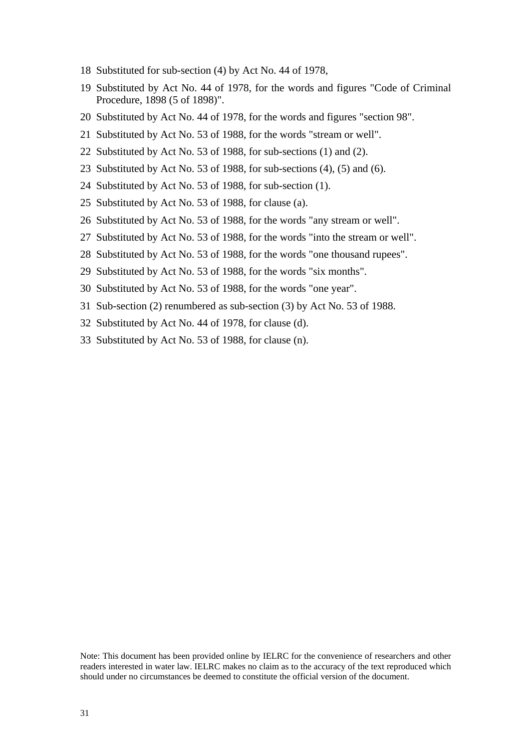18 Substituted for sub-section (4) by Act No. 44 of 1978,

19 Substituted by Act No. 44 of 1978, for the words and figures "Code of Criminal Procedure, 1898 (5 of 1898)".

20 Substituted by Act No. 44 of 1978, for the words and figures "section 98".

21 Substituted by Act No. 53 of 1988, for the words "stream or well".

22 Substituted by Act No. 53 of 1988, for sub-sections (1) and (2).

23 Substituted by Act No. 53 of 1988, for sub-sections (4), (5) and (6).

24 Substituted by Act No. 53 of 1988, for sub-section (1).

25 Substituted by Act No. 53 of 1988, for clause (a).

26 Substituted by Act No. 53 of 1988, for the words "any stream or well".

27 Substituted by Act No. 53 of 1988, for the words "into the stream or well".

28 Substituted by Act No. 53 of 1988, for the words "one thousand rupees".

29 Substituted by Act No. 53 of 1988, for the words "six months".

30 Substituted by Act No. 53 of 1988, for the words "one year".

31 Sub-section (2) renumbered as sub-section (3) by Act No. 53 of 1988.

32 Substituted by Act No. 44 of 1978, for clause (d).

33 Substituted by Act No. 53 of 1988, for clause (n).

Note: This document has been provided online by IELRC for the convenience of researchers and other readers interested in water law. IELRC makes no claim as to the accuracy of the text reproduced which should under no circumstances be deemed to constitute the official version of the document.